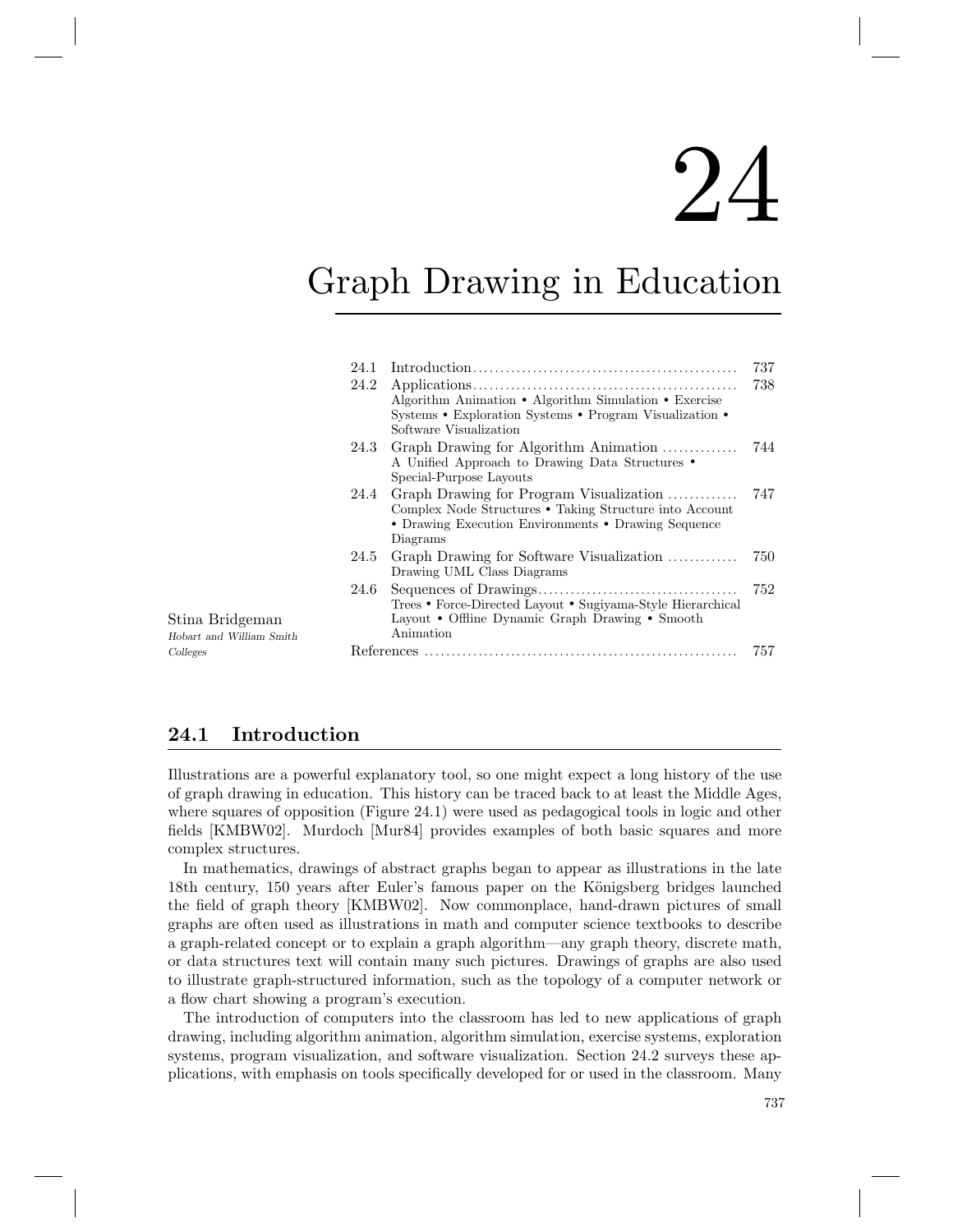# 24

# Graph Drawing in Education

| | | |
|---|---|---|
| 24.1 | Introduction | 737 |
| 24.2 | Applications<br>Algorithm Animation • Algorithm Simulation • Exercise Systems • Exploration Systems • Program Visualization • Software Visualization | 738 |
| 24.3 | Graph Drawing for Algorithm Animation<br>A Unified Approach to Drawing Data Structures • Special-Purpose Layouts | 744 |
| 24.4 | Graph Drawing for Program Visualization<br>Complex Node Structures • Taking Structure into Account • Drawing Execution Environments • Drawing Sequence Diagrams | 747 |
| 24.5 | Graph Drawing for Software Visualization<br>Drawing UML Class Diagrams | 750 |
| 24.6 | Sequences of Drawings<br>Trees • Force-Directed Layout • Sugiyama-Style Hierarchical Layout • Offline Dynamic Graph Drawing • Smooth Animation | 752 |
| | References | 757 |

Stina Bridgeman
*Hobart and William Smith Colleges*

## 24.1 Introduction

Illustrations are a powerful explanatory tool, so one might expect a long history of the use of graph drawing in education. This history can be traced back to at least the Middle Ages, where squares of opposition (Figure 24.1) were used as pedagogical tools in logic and other fields [KMBW02]. Murdoch [Mur84] provides examples of both basic squares and more complex structures.

In mathematics, drawings of abstract graphs began to appear as illustrations in the late 18th century, 150 years after Euler's famous paper on the Königsberg bridges launched the field of graph theory [KMBW02]. Now commonplace, hand-drawn pictures of small graphs are often used as illustrations in math and computer science textbooks to describe a graph-related concept or to explain a graph algorithm—any graph theory, discrete math, or data structures text will contain many such pictures. Drawings of graphs are also used to illustrate graph-structured information, such as the topology of a computer network or a flow chart showing a program's execution.

The introduction of computers into the classroom has led to new applications of graph drawing, including algorithm animation, algorithm simulation, exercise systems, exploration systems, program visualization, and software visualization. Section 24.2 surveys these applications, with emphasis on tools specifically developed for or used in the classroom. Many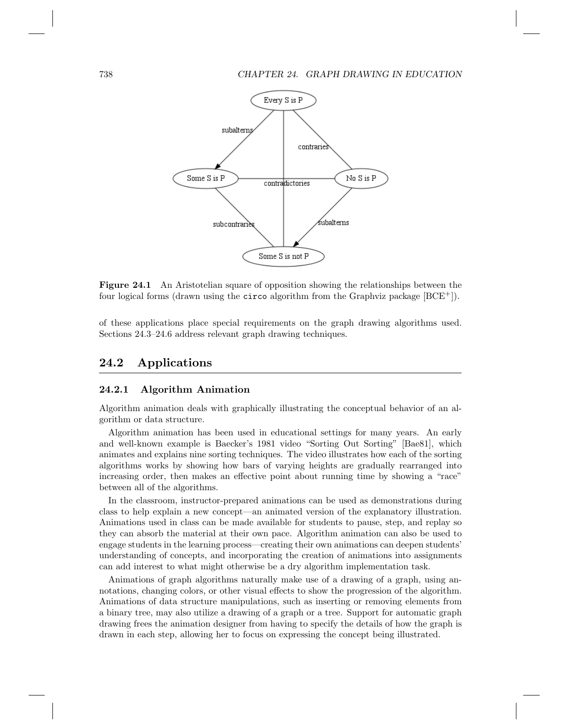**Figure 24.1** An Aristotelian square of opposition showing the relationships between the four logical forms (drawn using the `circo` algorithm from the Graphviz package [BCE+]).

of these applications place special requirements on the graph drawing algorithms used. Sections 24.3–24.6 address relevant graph drawing techniques.

## 24.2 Applications

### 24.2.1 Algorithm Animation

Algorithm animation deals with graphically illustrating the conceptual behavior of an algorithm or data structure.

Algorithm animation has been used in educational settings for many years. An early and well-known example is Baecker's 1981 video "Sorting Out Sorting" [Bae81], which animates and explains nine sorting techniques. The video illustrates how each of the sorting algorithms works by showing how bars of varying heights are gradually rearranged into increasing order, then makes an effective point about running time by showing a "race" between all of the algorithms.

In the classroom, instructor-prepared animations can be used as demonstrations during class to help explain a new concept—an animated version of the explanatory illustration. Animations used in class can be made available for students to pause, step, and replay so they can absorb the material at their own pace. Algorithm animation can also be used to engage students in the learning process—creating their own animations can deepen students' understanding of concepts, and incorporating the creation of animations into assignments can add interest to what might otherwise be a dry algorithm implementation task.

Animations of graph algorithms naturally make use of a drawing of a graph, using annotations, changing colors, or other visual effects to show the progression of the algorithm. Animations of data structure manipulations, such as inserting or removing elements from a binary tree, may also utilize a drawing of a graph or a tree. Support for automatic graph drawing frees the animation designer from having to specify the details of how the graph is drawn in each step, allowing her to focus on expressing the concept being illustrated.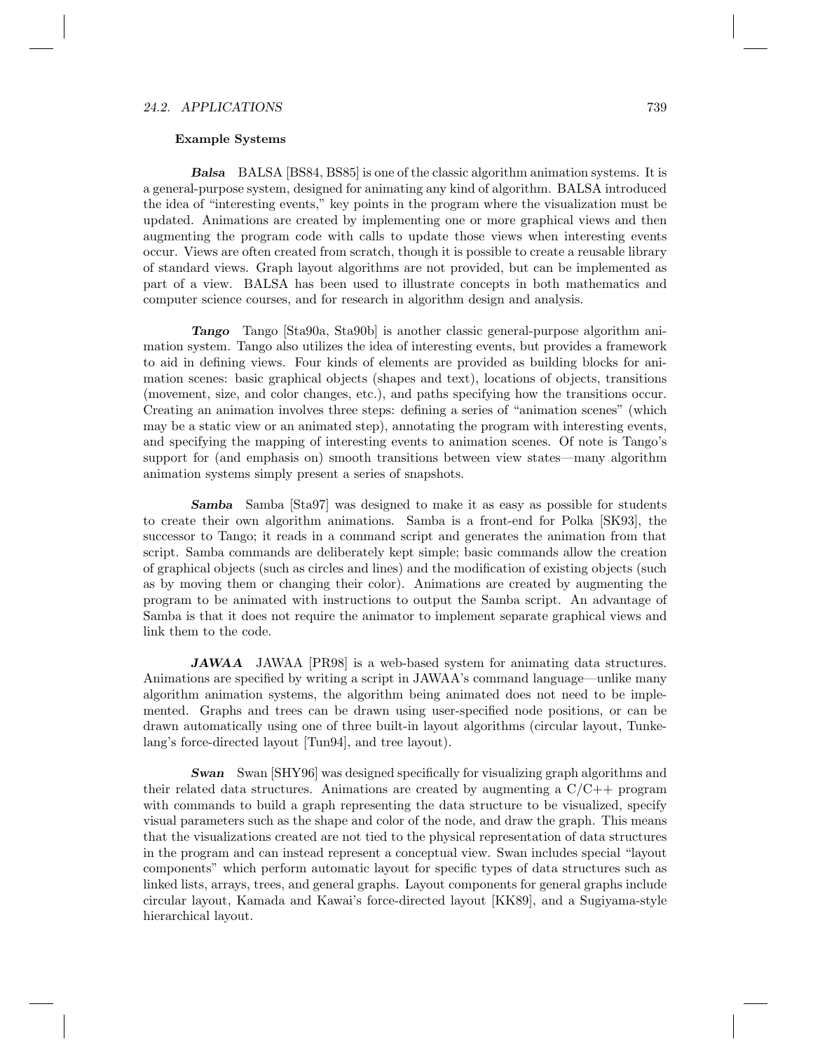### Example Systems

***Balsa*** BALSA [BS84, BS85] is one of the classic algorithm animation systems. It is a general-purpose system, designed for animating any kind of algorithm. BALSA introduced the idea of "interesting events," key points in the program where the visualization must be updated. Animations are created by implementing one or more graphical views and then augmenting the program code with calls to update those views when interesting events occur. Views are often created from scratch, though it is possible to create a reusable library of standard views. Graph layout algorithms are not provided, but can be implemented as part of a view. BALSA has been used to illustrate concepts in both mathematics and computer science courses, and for research in algorithm design and analysis.

***Tango*** Tango [Sta90a, Sta90b] is another classic general-purpose algorithm animation system. Tango also utilizes the idea of interesting events, but provides a framework to aid in defining views. Four kinds of elements are provided as building blocks for animation scenes: basic graphical objects (shapes and text), locations of objects, transitions (movement, size, and color changes, etc.), and paths specifying how the transitions occur. Creating an animation involves three steps: defining a series of "animation scenes" (which may be a static view or an animated step), annotating the program with interesting events, and specifying the mapping of interesting events to animation scenes. Of note is Tango's support for (and emphasis on) smooth transitions between view states—many algorithm animation systems simply present a series of snapshots.

***Samba*** Samba [Sta97] was designed to make it as easy as possible for students to create their own algorithm animations. Samba is a front-end for Polka [SK93], the successor to Tango; it reads in a command script and generates the animation from that script. Samba commands are deliberately kept simple; basic commands allow the creation of graphical objects (such as circles and lines) and the modification of existing objects (such as by moving them or changing their color). Animations are created by augmenting the program to be animated with instructions to output the Samba script. An advantage of Samba is that it does not require the animator to implement separate graphical views and link them to the code.

***JAWAA*** JAWAA [PR98] is a web-based system for animating data structures. Animations are specified by writing a script in JAWAA's command language—unlike many algorithm animation systems, the algorithm being animated does not need to be implemented. Graphs and trees can be drawn using user-specified node positions, or can be drawn automatically using one of three built-in layout algorithms (circular layout, Tunkelang's force-directed layout [Tun94], and tree layout).

***Swan*** Swan [SHY96] was designed specifically for visualizing graph algorithms and their related data structures. Animations are created by augmenting a C/C++ program with commands to build a graph representing the data structure to be visualized, specify visual parameters such as the shape and color of the node, and draw the graph. This means that the visualizations created are not tied to the physical representation of data structures in the program and can instead represent a conceptual view. Swan includes special "layout components" which perform automatic layout for specific types of data structures such as linked lists, arrays, trees, and general graphs. Layout components for general graphs include circular layout, Kamada and Kawai's force-directed layout [KK89], and a Sugiyama-style hierarchical layout.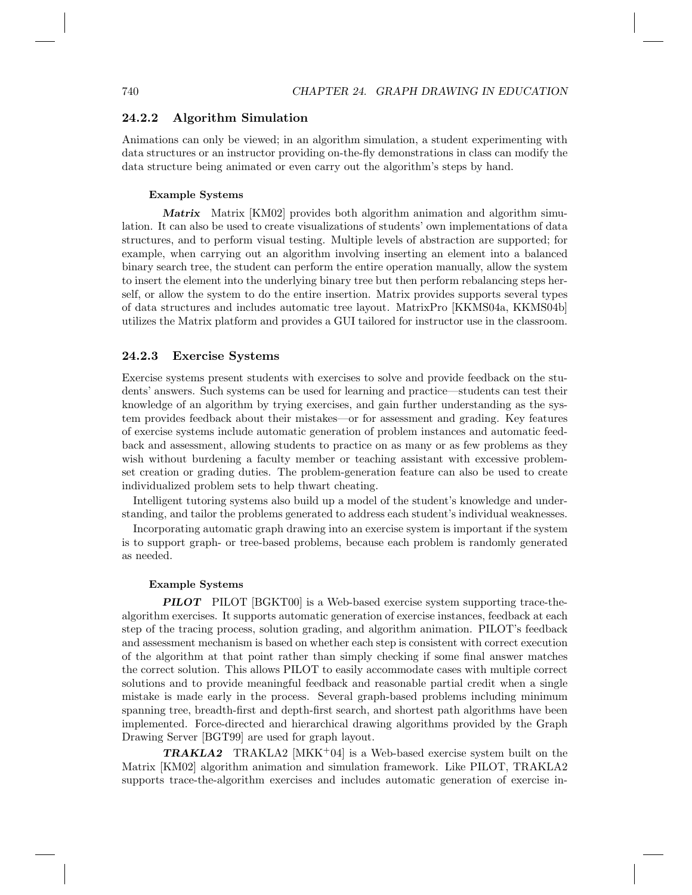### 24.2.2 Algorithm Simulation

Animations can only be viewed; in an algorithm simulation, a student experimenting with data structures or an instructor providing on-the-fly demonstrations in class can modify the data structure being animated or even carry out the algorithm's steps by hand.

#### Example Systems

***Matrix*** Matrix [KM02] provides both algorithm animation and algorithm simulation. It can also be used to create visualizations of students' own implementations of data structures, and to perform visual testing. Multiple levels of abstraction are supported; for example, when carrying out an algorithm involving inserting an element into a balanced binary search tree, the student can perform the entire operation manually, allow the system to insert the element into the underlying binary tree but then perform rebalancing steps herself, or allow the system to do the entire insertion. Matrix provides supports several types of data structures and includes automatic tree layout. MatrixPro [KKMS04a, KKMS04b] utilizes the Matrix platform and provides a GUI tailored for instructor use in the classroom.

### 24.2.3 Exercise Systems

Exercise systems present students with exercises to solve and provide feedback on the students' answers. Such systems can be used for learning and practice—students can test their knowledge of an algorithm by trying exercises, and gain further understanding as the system provides feedback about their mistakes—or for assessment and grading. Key features of exercise systems include automatic generation of problem instances and automatic feedback and assessment, allowing students to practice on as many or as few problems as they wish without burdening a faculty member or teaching assistant with excessive problem-set creation or grading duties. The problem-generation feature can also be used to create individualized problem sets to help thwart cheating.

Intelligent tutoring systems also build up a model of the student's knowledge and understanding, and tailor the problems generated to address each student's individual weaknesses.

Incorporating automatic graph drawing into an exercise system is important if the system is to support graph- or tree-based problems, because each problem is randomly generated as needed.

#### Example Systems

***PILOT*** PILOT [BGKT00] is a Web-based exercise system supporting trace-the-algorithm exercises. It supports automatic generation of exercise instances, feedback at each step of the tracing process, solution grading, and algorithm animation. PILOT's feedback and assessment mechanism is based on whether each step is consistent with correct execution of the algorithm at that point rather than simply checking if some final answer matches the correct solution. This allows PILOT to easily accommodate cases with multiple correct solutions and to provide meaningful feedback and reasonable partial credit when a single mistake is made early in the process. Several graph-based problems including minimum spanning tree, breadth-first and depth-first search, and shortest path algorithms have been implemented. Force-directed and hierarchical drawing algorithms provided by the Graph Drawing Server [BGT99] are used for graph layout.

***TRAKLA2*** TRAKLA2 [MKK+04] is a Web-based exercise system built on the Matrix [KM02] algorithm animation and simulation framework. Like PILOT, TRAKLA2 supports trace-the-algorithm exercises and includes automatic generation of exercise in-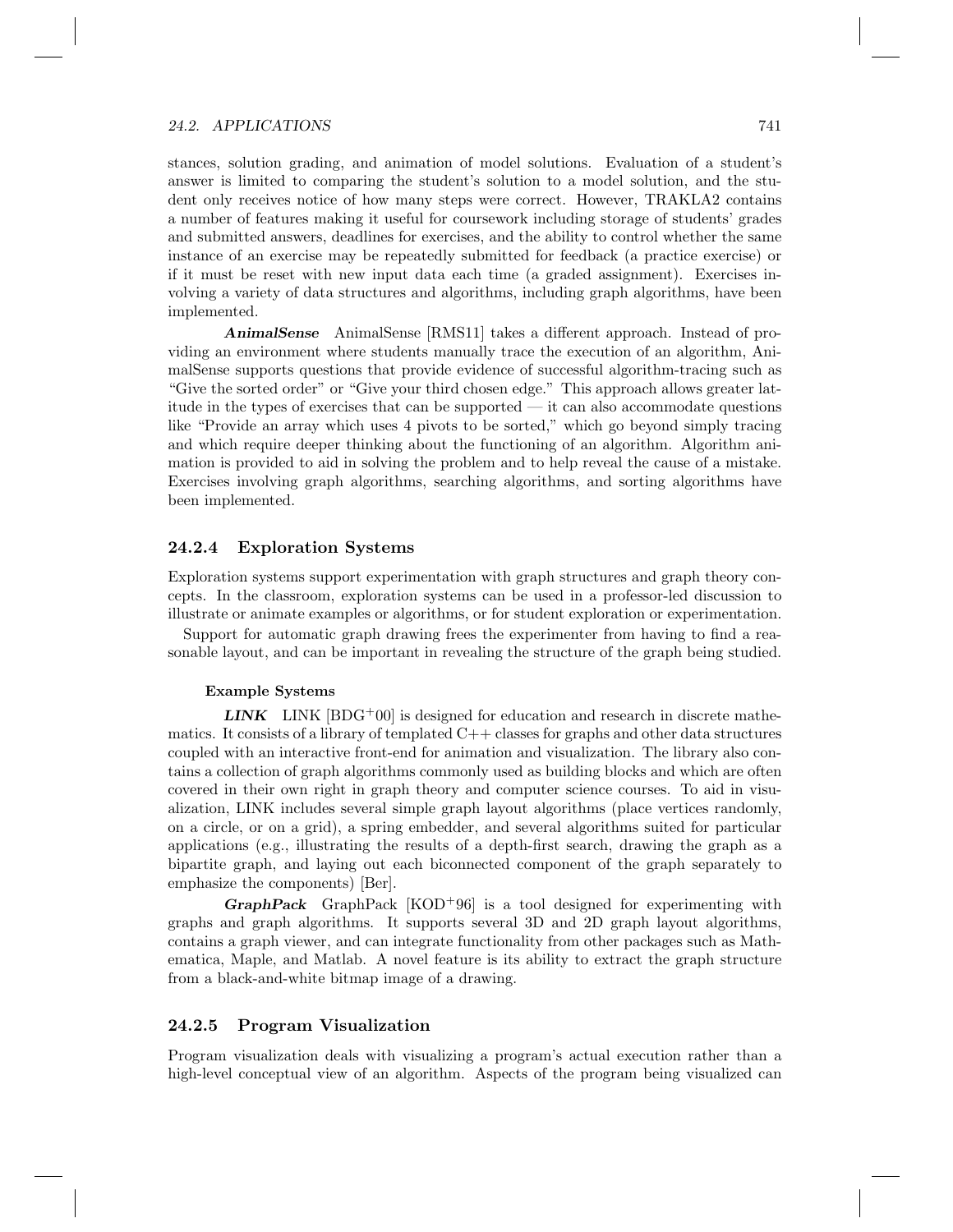stances, solution grading, and animation of model solutions. Evaluation of a student's answer is limited to comparing the student's solution to a model solution, and the student only receives notice of how many steps were correct. However, TRAKLA2 contains a number of features making it useful for coursework including storage of students' grades and submitted answers, deadlines for exercises, and the ability to control whether the same instance of an exercise may be repeatedly submitted for feedback (a practice exercise) or if it must be reset with new input data each time (a graded assignment). Exercises involving a variety of data structures and algorithms, including graph algorithms, have been implemented.

***AnimalSense*** AnimalSense [RMS11] takes a different approach. Instead of providing an environment where students manually trace the execution of an algorithm, AnimalSense supports questions that provide evidence of successful algorithm-tracing such as "Give the sorted order" or "Give your third chosen edge." This approach allows greater latitude in the types of exercises that can be supported — it can also accommodate questions like "Provide an array which uses 4 pivots to be sorted," which go beyond simply tracing and which require deeper thinking about the functioning of an algorithm. Algorithm animation is provided to aid in solving the problem and to help reveal the cause of a mistake. Exercises involving graph algorithms, searching algorithms, and sorting algorithms have been implemented.

### 24.2.4 Exploration Systems

Exploration systems support experimentation with graph structures and graph theory concepts. In the classroom, exploration systems can be used in a professor-led discussion to illustrate or animate examples or algorithms, or for student exploration or experimentation.

Support for automatic graph drawing frees the experimenter from having to find a reasonable layout, and can be important in revealing the structure of the graph being studied.

#### Example Systems

***LINK*** LINK [BDG+00] is designed for education and research in discrete mathematics. It consists of a library of templated C++ classes for graphs and other data structures coupled with an interactive front-end for animation and visualization. The library also contains a collection of graph algorithms commonly used as building blocks and which are often covered in their own right in graph theory and computer science courses. To aid in visualization, LINK includes several simple graph layout algorithms (place vertices randomly, on a circle, or on a grid), a spring embedder, and several algorithms suited for particular applications (e.g., illustrating the results of a depth-first search, drawing the graph as a bipartite graph, and laying out each biconnected component of the graph separately to emphasize the components) [Ber].

***GraphPack*** GraphPack [KOD+96] is a tool designed for experimenting with graphs and graph algorithms. It supports several 3D and 2D graph layout algorithms, contains a graph viewer, and can integrate functionality from other packages such as Mathematica, Maple, and Matlab. A novel feature is its ability to extract the graph structure from a black-and-white bitmap image of a drawing.

### 24.2.5 Program Visualization

Program visualization deals with visualizing a program's actual execution rather than a high-level conceptual view of an algorithm. Aspects of the program being visualized can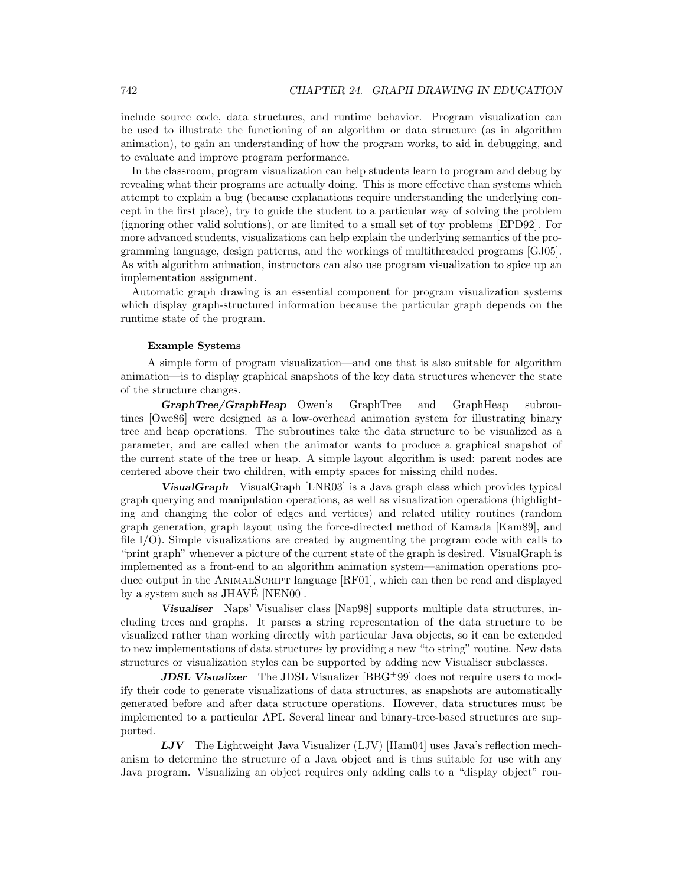include source code, data structures, and runtime behavior. Program visualization can be used to illustrate the functioning of an algorithm or data structure (as in algorithm animation), to gain an understanding of how the program works, to aid in debugging, and to evaluate and improve program performance.

In the classroom, program visualization can help students learn to program and debug by revealing what their programs are actually doing. This is more effective than systems which attempt to explain a bug (because explanations require understanding the underlying concept in the first place), try to guide the student to a particular way of solving the problem (ignoring other valid solutions), or are limited to a small set of toy problems [EPD92]. For more advanced students, visualizations can help explain the underlying semantics of the programming language, design patterns, and the workings of multithreaded programs [GJ05]. As with algorithm animation, instructors can also use program visualization to spice up an implementation assignment.

Automatic graph drawing is an essential component for program visualization systems which display graph-structured information because the particular graph depends on the runtime state of the program.

#### Example Systems

A simple form of program visualization—and one that is also suitable for algorithm animation—is to display graphical snapshots of the key data structures whenever the state of the structure changes.

***GraphTree/GraphHeap*** Owen's GraphTree and GraphHeap subroutines [Owe86] were designed as a low-overhead animation system for illustrating binary tree and heap operations. The subroutines take the data structure to be visualized as a parameter, and are called when the animator wants to produce a graphical snapshot of the current state of the tree or heap. A simple layout algorithm is used: parent nodes are centered above their two children, with empty spaces for missing child nodes.

***VisualGraph*** VisualGraph [LNR03] is a Java graph class which provides typical graph querying and manipulation operations, as well as visualization operations (highlighting and changing the color of edges and vertices) and related utility routines (random graph generation, graph layout using the force-directed method of Kamada [Kam89], and file I/O). Simple visualizations are created by augmenting the program code with calls to "print graph" whenever a picture of the current state of the graph is desired. VisualGraph is implemented as a front-end to an algorithm animation system—animation operations produce output in the AnimalScript language [RF01], which can then be read and displayed by a system such as JHAVÉ [NEN00].

***Visualiser*** Naps' Visualiser class [Nap98] supports multiple data structures, including trees and graphs. It parses a string representation of the data structure to be visualized rather than working directly with particular Java objects, so it can be extended to new implementations of data structures by providing a new "to string" routine. New data structures or visualization styles can be supported by adding new Visualiser subclasses.

***JDSL Visualizer*** The JDSL Visualizer [BBG+99] does not require users to modify their code to generate visualizations of data structures, as snapshots are automatically generated before and after data structure operations. However, data structures must be implemented to a particular API. Several linear and binary-tree-based structures are supported.

***LJV*** The Lightweight Java Visualizer (LJV) [Ham04] uses Java's reflection mechanism to determine the structure of a Java object and is thus suitable for use with any Java program. Visualizing an object requires only adding calls to a "display object" rou-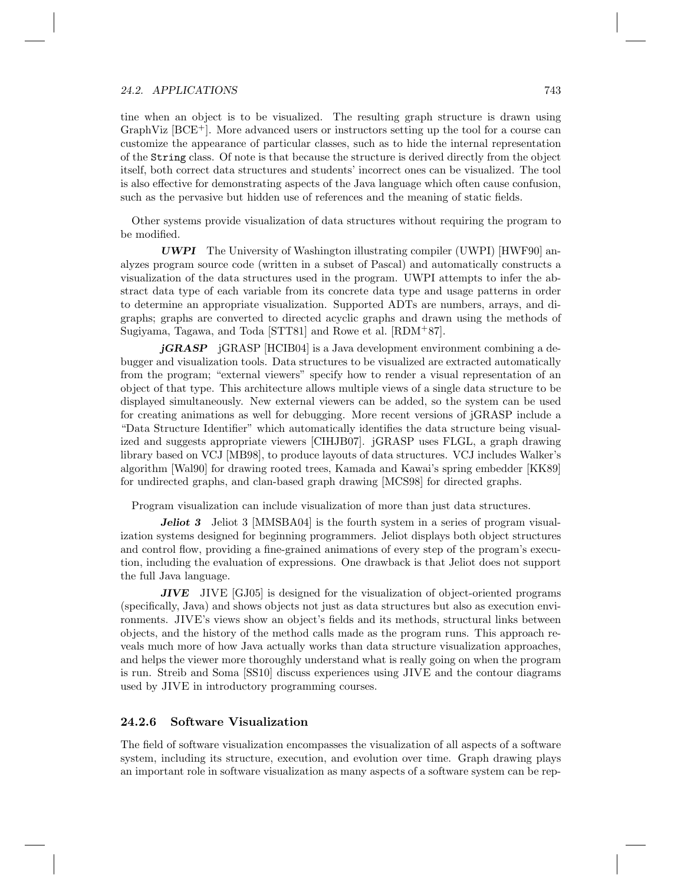tine when an object is to be visualized. The resulting graph structure is drawn using GraphViz [BCE+]. More advanced users or instructors setting up the tool for a course can customize the appearance of particular classes, such as to hide the internal representation of the `String` class. Of note is that because the structure is derived directly from the object itself, both correct data structures and students' incorrect ones can be visualized. The tool is also effective for demonstrating aspects of the Java language which often cause confusion, such as the pervasive but hidden use of references and the meaning of static fields.

Other systems provide visualization of data structures without requiring the program to be modified.

***UWPI*** The University of Washington illustrating compiler (UWPI) [HWF90] analyzes program source code (written in a subset of Pascal) and automatically constructs a visualization of the data structures used in the program. UWPI attempts to infer the abstract data type of each variable from its concrete data type and usage patterns in order to determine an appropriate visualization. Supported ADTs are numbers, arrays, and digraphs; graphs are converted to directed acyclic graphs and drawn using the methods of Sugiyama, Tagawa, and Toda [STT81] and Rowe et al. [RDM+87].

***jGRASP*** jGRASP [HCIB04] is a Java development environment combining a debugger and visualization tools. Data structures to be visualized are extracted automatically from the program; "external viewers" specify how to render a visual representation of an object of that type. This architecture allows multiple views of a single data structure to be displayed simultaneously. New external viewers can be added, so the system can be used for creating animations as well for debugging. More recent versions of jGRASP include a "Data Structure Identifier" which automatically identifies the data structure being visualized and suggests appropriate viewers [CIHJB07]. jGRASP uses FLGL, a graph drawing library based on VCJ [MB98], to produce layouts of data structures. VCJ includes Walker's algorithm [Wal90] for drawing rooted trees, Kamada and Kawai's spring embedder [KK89] for undirected graphs, and clan-based graph drawing [MCS98] for directed graphs.

Program visualization can include visualization of more than just data structures.

***Jeliot 3*** Jeliot 3 [MMSBA04] is the fourth system in a series of program visualization systems designed for beginning programmers. Jeliot displays both object structures and control flow, providing a fine-grained animations of every step of the program's execution, including the evaluation of expressions. One drawback is that Jeliot does not support the full Java language.

***JIVE*** JIVE [GJ05] is designed for the visualization of object-oriented programs (specifically, Java) and shows objects not just as data structures but also as execution environments. JIVE's views show an object's fields and its methods, structural links between objects, and the history of the method calls made as the program runs. This approach reveals much more of how Java actually works than data structure visualization approaches, and helps the viewer more thoroughly understand what is really going on when the program is run. Streib and Soma [SS10] discuss experiences using JIVE and the contour diagrams used by JIVE in introductory programming courses.

### 24.2.6 Software Visualization

The field of software visualization encompasses the visualization of all aspects of a software system, including its structure, execution, and evolution over time. Graph drawing plays an important role in software visualization as many aspects of a software system can be rep-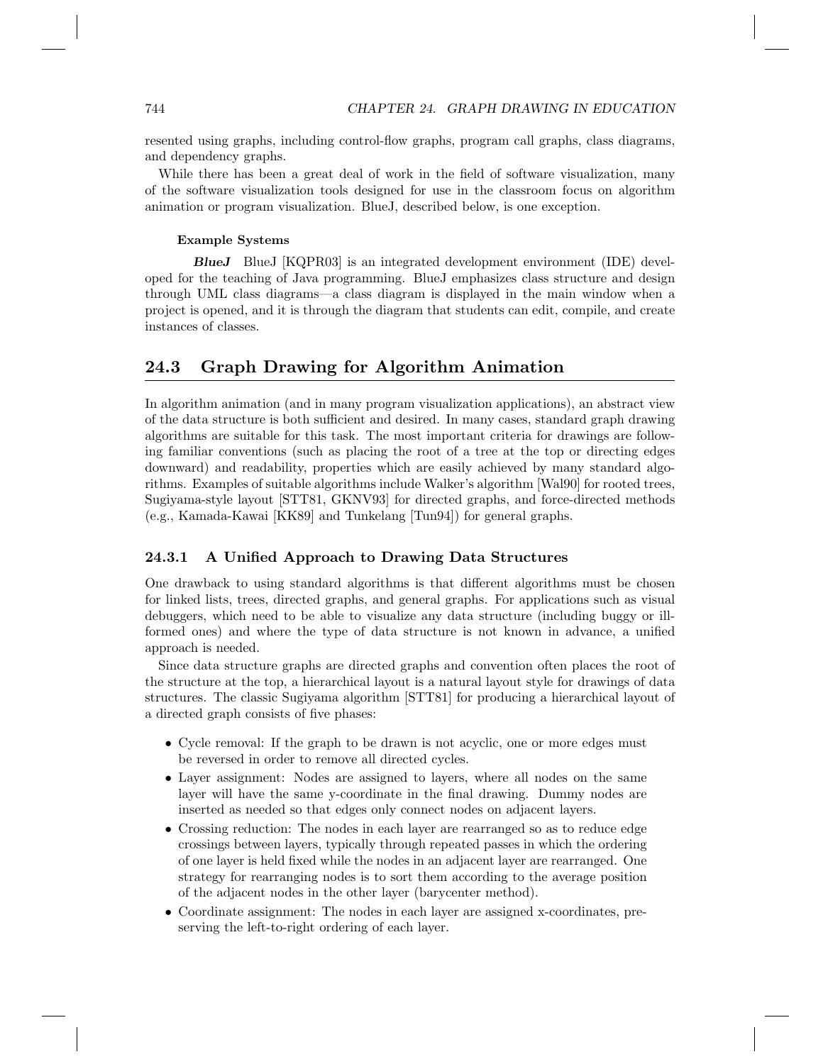resented using graphs, including control-flow graphs, program call graphs, class diagrams, and dependency graphs.

While there has been a great deal of work in the field of software visualization, many of the software visualization tools designed for use in the classroom focus on algorithm animation or program visualization. BlueJ, described below, is one exception.

#### Example Systems

***BlueJ*** BlueJ [KQPR03] is an integrated development environment (IDE) developed for the teaching of Java programming. BlueJ emphasizes class structure and design through UML class diagrams—a class diagram is displayed in the main window when a project is opened, and it is through the diagram that students can edit, compile, and create instances of classes.

## 24.3 Graph Drawing for Algorithm Animation

In algorithm animation (and in many program visualization applications), an abstract view of the data structure is both sufficient and desired. In many cases, standard graph drawing algorithms are suitable for this task. The most important criteria for drawings are following familiar conventions (such as placing the root of a tree at the top or directing edges downward) and readability, properties which are easily achieved by many standard algorithms. Examples of suitable algorithms include Walker's algorithm [Wal90] for rooted trees, Sugiyama-style layout [STT81, GKNV93] for directed graphs, and force-directed methods (e.g., Kamada-Kawai [KK89] and Tunkelang [Tun94]) for general graphs.

### 24.3.1 A Unified Approach to Drawing Data Structures

One drawback to using standard algorithms is that different algorithms must be chosen for linked lists, trees, directed graphs, and general graphs. For applications such as visual debuggers, which need to be able to visualize any data structure (including buggy or ill-formed ones) and where the type of data structure is not known in advance, a unified approach is needed.

Since data structure graphs are directed graphs and convention often places the root of the structure at the top, a hierarchical layout is a natural layout style for drawings of data structures. The classic Sugiyama algorithm [STT81] for producing a hierarchical layout of a directed graph consists of five phases:

- Cycle removal: If the graph to be drawn is not acyclic, one or more edges must be reversed in order to remove all directed cycles.
- Layer assignment: Nodes are assigned to layers, where all nodes on the same layer will have the same y-coordinate in the final drawing. Dummy nodes are inserted as needed so that edges only connect nodes on adjacent layers.
- Crossing reduction: The nodes in each layer are rearranged so as to reduce edge crossings between layers, typically through repeated passes in which the ordering of one layer is held fixed while the nodes in an adjacent layer are rearranged. One strategy for rearranging nodes is to sort them according to the average position of the adjacent nodes in the other layer (barycenter method).
- Coordinate assignment: The nodes in each layer are assigned x-coordinates, preserving the left-to-right ordering of each layer.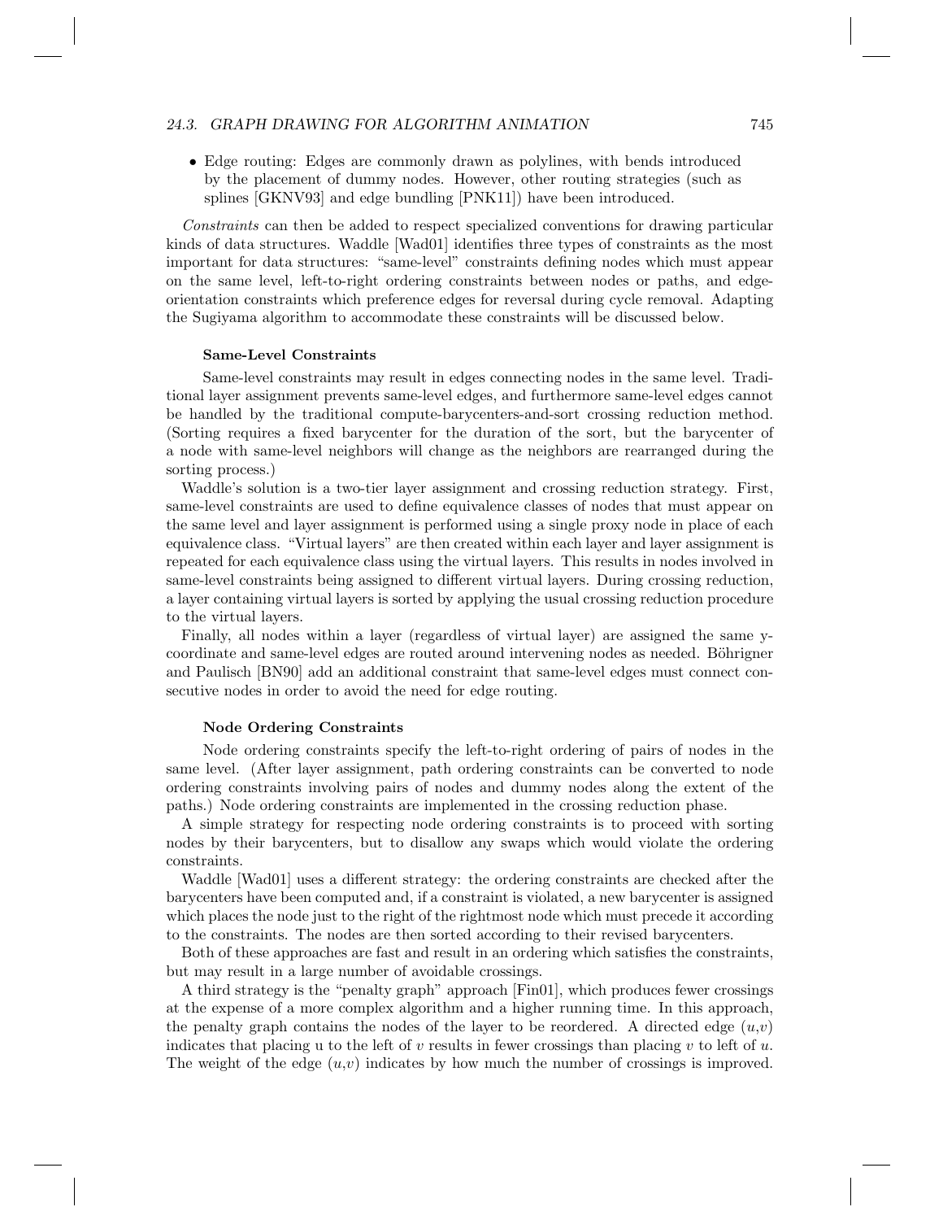- Edge routing: Edges are commonly drawn as polylines, with bends introduced by the placement of dummy nodes. However, other routing strategies (such as splines [GKNV93] and edge bundling [PNK11]) have been introduced.

*Constraints* can then be added to respect specialized conventions for drawing particular kinds of data structures. Waddle [Wad01] identifies three types of constraints as the most important for data structures: "same-level" constraints defining nodes which must appear on the same level, left-to-right ordering constraints between nodes or paths, and edge-orientation constraints which preference edges for reversal during cycle removal. Adapting the Sugiyama algorithm to accommodate these constraints will be discussed below.

#### Same-Level Constraints

Same-level constraints may result in edges connecting nodes in the same level. Traditional layer assignment prevents same-level edges, and furthermore same-level edges cannot be handled by the traditional compute-barycenters-and-sort crossing reduction method. (Sorting requires a fixed barycenter for the duration of the sort, but the barycenter of a node with same-level neighbors will change as the neighbors are rearranged during the sorting process.)

Waddle's solution is a two-tier layer assignment and crossing reduction strategy. First, same-level constraints are used to define equivalence classes of nodes that must appear on the same level and layer assignment is performed using a single proxy node in place of each equivalence class. "Virtual layers" are then created within each layer and layer assignment is repeated for each equivalence class using the virtual layers. This results in nodes involved in same-level constraints being assigned to different virtual layers. During crossing reduction, a layer containing virtual layers is sorted by applying the usual crossing reduction procedure to the virtual layers.

Finally, all nodes within a layer (regardless of virtual layer) are assigned the same y-coordinate and same-level edges are routed around intervening nodes as needed. Böhrigner and Paulisch [BN90] add an additional constraint that same-level edges must connect consecutive nodes in order to avoid the need for edge routing.

#### Node Ordering Constraints

Node ordering constraints specify the left-to-right ordering of pairs of nodes in the same level. (After layer assignment, path ordering constraints can be converted to node ordering constraints involving pairs of nodes and dummy nodes along the extent of the paths.) Node ordering constraints are implemented in the crossing reduction phase.

A simple strategy for respecting node ordering constraints is to proceed with sorting nodes by their barycenters, but to disallow any swaps which would violate the ordering constraints.

Waddle [Wad01] uses a different strategy: the ordering constraints are checked after the barycenters have been computed and, if a constraint is violated, a new barycenter is assigned which places the node just to the right of the rightmost node which must precede it according to the constraints. The nodes are then sorted according to their revised barycenters.

Both of these approaches are fast and result in an ordering which satisfies the constraints, but may result in a large number of avoidable crossings.

A third strategy is the "penalty graph" approach [Fin01], which produces fewer crossings at the expense of a more complex algorithm and a higher running time. In this approach, the penalty graph contains the nodes of the layer to be reordered. A directed edge $(u,v)$ indicates that placing u to the left of $v$ results in fewer crossings than placing $v$ to left of $u$. The weight of the edge $(u,v)$ indicates by how much the number of crossings is improved.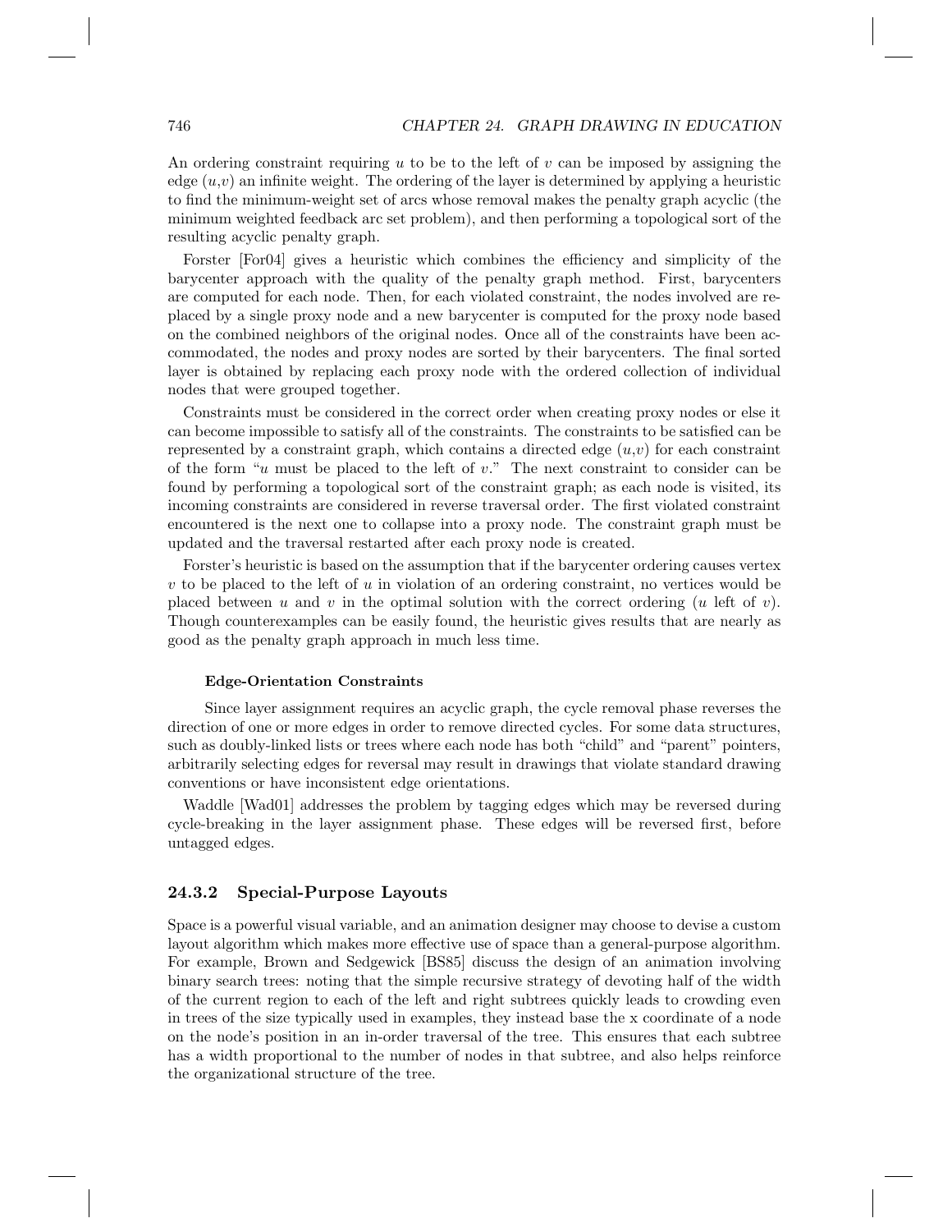An ordering constraint requiring $u$ to be to the left of $v$ can be imposed by assigning the edge $(u,v)$ an infinite weight. The ordering of the layer is determined by applying a heuristic to find the minimum-weight set of arcs whose removal makes the penalty graph acyclic (the minimum weighted feedback arc set problem), and then performing a topological sort of the resulting acyclic penalty graph.

Forster [For04] gives a heuristic which combines the efficiency and simplicity of the barycenter approach with the quality of the penalty graph method. First, barycenters are computed for each node. Then, for each violated constraint, the nodes involved are replaced by a single proxy node and a new barycenter is computed for the proxy node based on the combined neighbors of the original nodes. Once all of the constraints have been accommodated, the nodes and proxy nodes are sorted by their barycenters. The final sorted layer is obtained by replacing each proxy node with the ordered collection of individual nodes that were grouped together.

Constraints must be considered in the correct order when creating proxy nodes or else it can become impossible to satisfy all of the constraints. The constraints to be satisfied can be represented by a constraint graph, which contains a directed edge $(u,v)$ for each constraint of the form "$u$ must be placed to the left of $v$." The next constraint to consider can be found by performing a topological sort of the constraint graph; as each node is visited, its incoming constraints are considered in reverse traversal order. The first violated constraint encountered is the next one to collapse into a proxy node. The constraint graph must be updated and the traversal restarted after each proxy node is created.

Forster's heuristic is based on the assumption that if the barycenter ordering causes vertex $v$ to be placed to the left of $u$ in violation of an ordering constraint, no vertices would be placed between $u$ and $v$ in the optimal solution with the correct ordering ($u$ left of $v$). Though counterexamples can be easily found, the heuristic gives results that are nearly as good as the penalty graph approach in much less time.

#### Edge-Orientation Constraints

Since layer assignment requires an acyclic graph, the cycle removal phase reverses the direction of one or more edges in order to remove directed cycles. For some data structures, such as doubly-linked lists or trees where each node has both "child" and "parent" pointers, arbitrarily selecting edges for reversal may result in drawings that violate standard drawing conventions or have inconsistent edge orientations.

Waddle [Wad01] addresses the problem by tagging edges which may be reversed during cycle-breaking in the layer assignment phase. These edges will be reversed first, before untagged edges.

### 24.3.2 Special-Purpose Layouts

Space is a powerful visual variable, and an animation designer may choose to devise a custom layout algorithm which makes more effective use of space than a general-purpose algorithm. For example, Brown and Sedgewick [BS85] discuss the design of an animation involving binary search trees: noting that the simple recursive strategy of devoting half of the width of the current region to each of the left and right subtrees quickly leads to crowding even in trees of the size typically used in examples, they instead base the x coordinate of a node on the node's position in an in-order traversal of the tree. This ensures that each subtree has a width proportional to the number of nodes in that subtree, and also helps reinforce the organizational structure of the tree.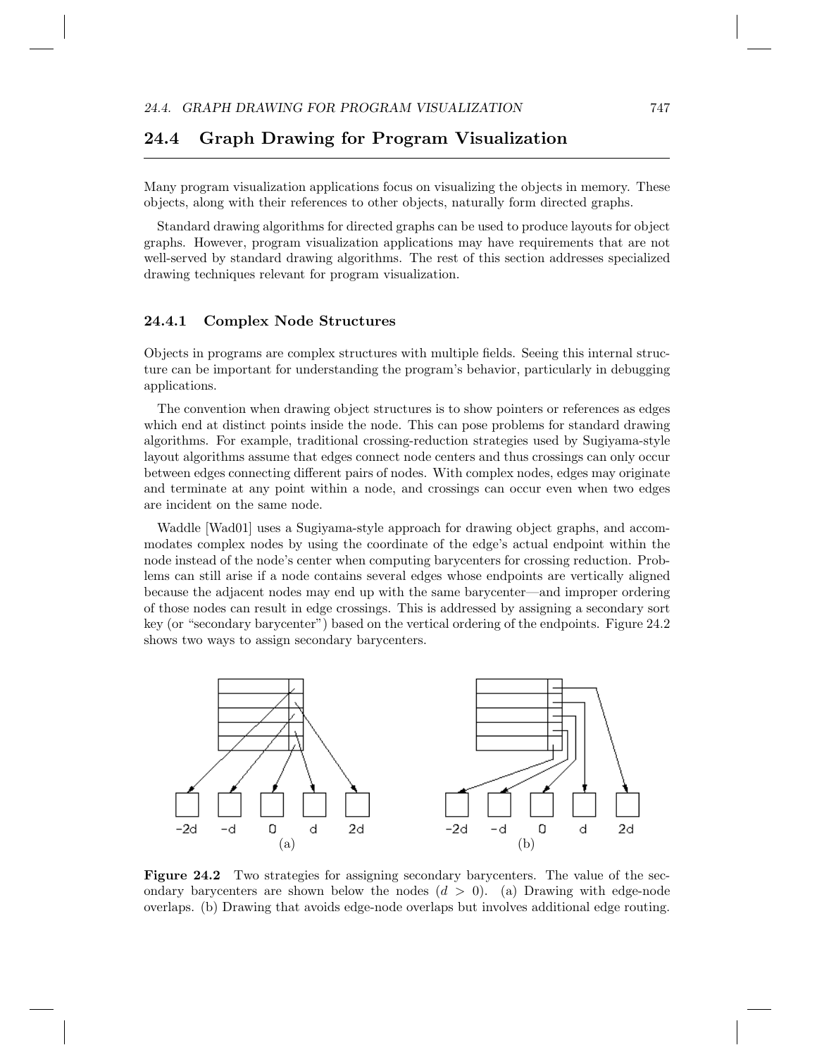## 24.4 Graph Drawing for Program Visualization

Many program visualization applications focus on visualizing the objects in memory. These objects, along with their references to other objects, naturally form directed graphs.

Standard drawing algorithms for directed graphs can be used to produce layouts for object graphs. However, program visualization applications may have requirements that are not well-served by standard drawing algorithms. The rest of this section addresses specialized drawing techniques relevant for program visualization.

### 24.4.1 Complex Node Structures

Objects in programs are complex structures with multiple fields. Seeing this internal structure can be important for understanding the program's behavior, particularly in debugging applications.

The convention when drawing object structures is to show pointers or references as edges which end at distinct points inside the node. This can pose problems for standard drawing algorithms. For example, traditional crossing-reduction strategies used by Sugiyama-style layout algorithms assume that edges connect node centers and thus crossings can only occur between edges connecting different pairs of nodes. With complex nodes, edges may originate and terminate at any point within a node, and crossings can occur even when two edges are incident on the same node.

Waddle [Wad01] uses a Sugiyama-style approach for drawing object graphs, and accommodates complex nodes by using the coordinate of the edge's actual endpoint within the node instead of the node's center when computing barycenters for crossing reduction. Problems can still arise if a node contains several edges whose endpoints are vertically aligned because the adjacent nodes may end up with the same barycenter—and improper ordering of those nodes can result in edge crossings. This is addressed by assigning a secondary sort key (or "secondary barycenter") based on the vertical ordering of the endpoints. Figure 24.2 shows two ways to assign secondary barycenters.

**Figure 24.2** Two strategies for assigning secondary barycenters. The value of the secondary barycenters are shown below the nodes ($d > 0$). (a) Drawing with edge-node overlaps. (b) Drawing that avoids edge-node overlaps but involves additional edge routing.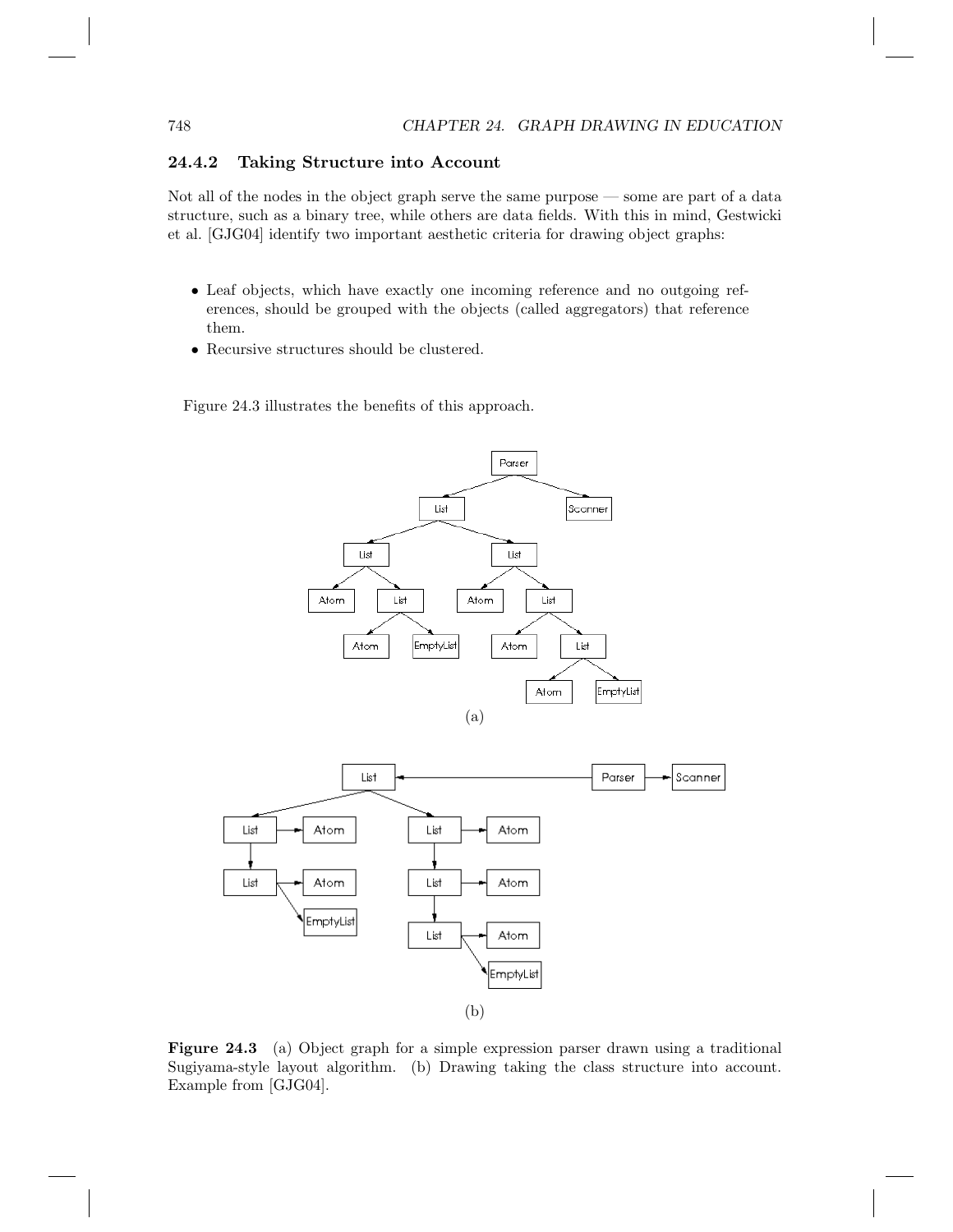### 24.4.2 Taking Structure into Account

Not all of the nodes in the object graph serve the same purpose — some are part of a data structure, such as a binary tree, while others are data fields. With this in mind, Gestwicki et al. [GJG04] identify two important aesthetic criteria for drawing object graphs:

- Leaf objects, which have exactly one incoming reference and no outgoing references, should be grouped with the objects (called aggregators) that reference them.
- Recursive structures should be clustered.

Figure 24.3 illustrates the benefits of this approach.

(a)

(b)

**Figure 24.3** (a) Object graph for a simple expression parser drawn using a traditional Sugiyama-style layout algorithm. (b) Drawing taking the class structure into account. Example from [GJG04].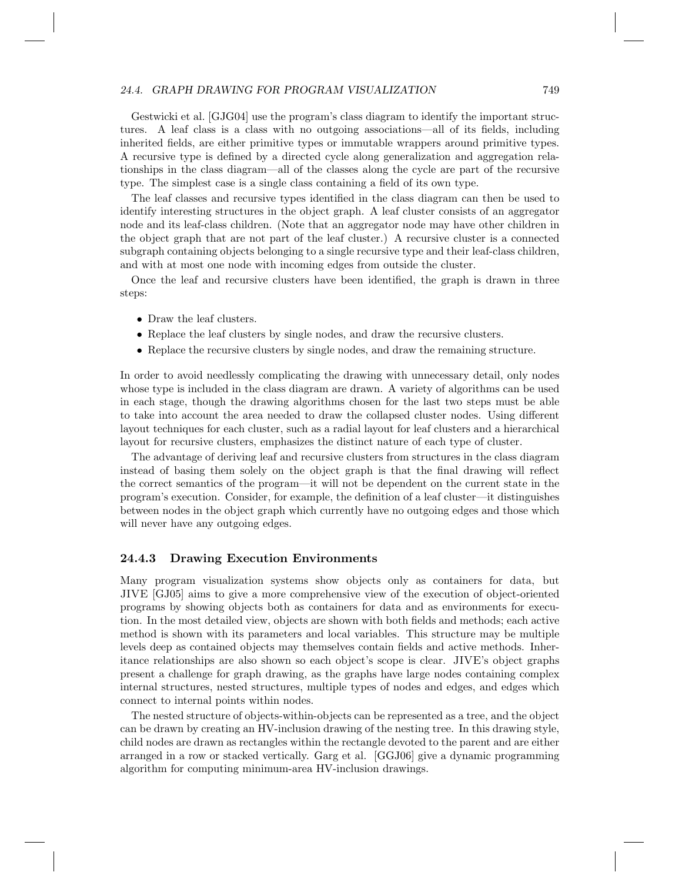Gestwicki et al. [GJG04] use the program's class diagram to identify the important structures. A leaf class is a class with no outgoing associations—all of its fields, including inherited fields, are either primitive types or immutable wrappers around primitive types. A recursive type is defined by a directed cycle along generalization and aggregation relationships in the class diagram—all of the classes along the cycle are part of the recursive type. The simplest case is a single class containing a field of its own type.

The leaf classes and recursive types identified in the class diagram can then be used to identify interesting structures in the object graph. A leaf cluster consists of an aggregator node and its leaf-class children. (Note that an aggregator node may have other children in the object graph that are not part of the leaf cluster.) A recursive cluster is a connected subgraph containing objects belonging to a single recursive type and their leaf-class children, and with at most one node with incoming edges from outside the cluster.

Once the leaf and recursive clusters have been identified, the graph is drawn in three steps:

- Draw the leaf clusters.
- Replace the leaf clusters by single nodes, and draw the recursive clusters.
- Replace the recursive clusters by single nodes, and draw the remaining structure.

In order to avoid needlessly complicating the drawing with unnecessary detail, only nodes whose type is included in the class diagram are drawn. A variety of algorithms can be used in each stage, though the drawing algorithms chosen for the last two steps must be able to take into account the area needed to draw the collapsed cluster nodes. Using different layout techniques for each cluster, such as a radial layout for leaf clusters and a hierarchical layout for recursive clusters, emphasizes the distinct nature of each type of cluster.

The advantage of deriving leaf and recursive clusters from structures in the class diagram instead of basing them solely on the object graph is that the final drawing will reflect the correct semantics of the program—it will not be dependent on the current state in the program's execution. Consider, for example, the definition of a leaf cluster—it distinguishes between nodes in the object graph which currently have no outgoing edges and those which will never have any outgoing edges.

### 24.4.3 Drawing Execution Environments

Many program visualization systems show objects only as containers for data, but JIVE [GJ05] aims to give a more comprehensive view of the execution of object-oriented programs by showing objects both as containers for data and as environments for execution. In the most detailed view, objects are shown with both fields and methods; each active method is shown with its parameters and local variables. This structure may be multiple levels deep as contained objects may themselves contain fields and active methods. Inheritance relationships are also shown so each object's scope is clear. JIVE's object graphs present a challenge for graph drawing, as the graphs have large nodes containing complex internal structures, nested structures, multiple types of nodes and edges, and edges which connect to internal points within nodes.

The nested structure of objects-within-objects can be represented as a tree, and the object can be drawn by creating an HV-inclusion drawing of the nesting tree. In this drawing style, child nodes are drawn as rectangles within the rectangle devoted to the parent and are either arranged in a row or stacked vertically. Garg et al. [GGJ06] give a dynamic programming algorithm for computing minimum-area HV-inclusion drawings.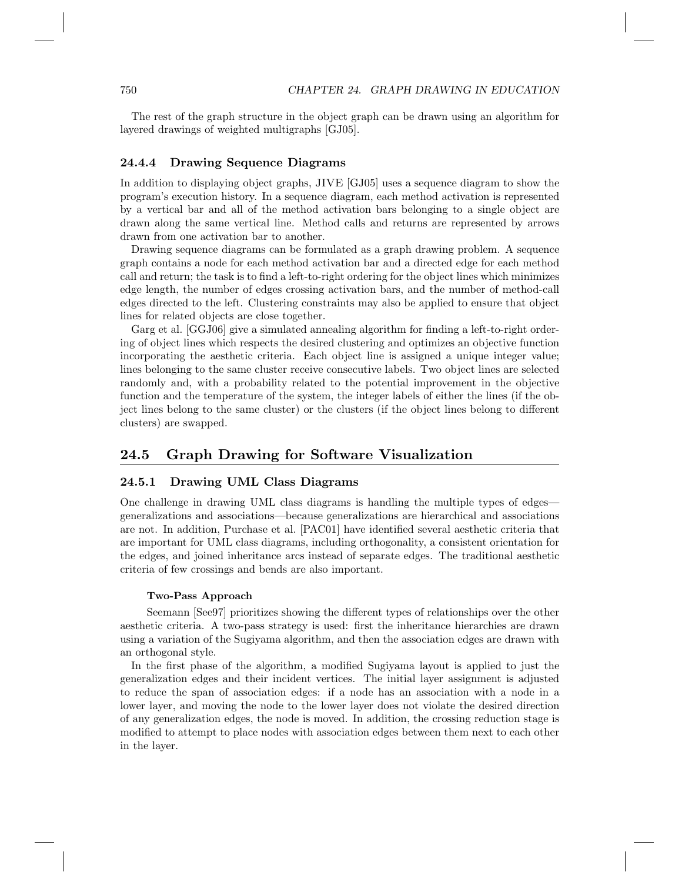The rest of the graph structure in the object graph can be drawn using an algorithm for layered drawings of weighted multigraphs [GJ05].

### 24.4.4 Drawing Sequence Diagrams

In addition to displaying object graphs, JIVE [GJ05] uses a sequence diagram to show the program's execution history. In a sequence diagram, each method activation is represented by a vertical bar and all of the method activation bars belonging to a single object are drawn along the same vertical line. Method calls and returns are represented by arrows drawn from one activation bar to another.

Drawing sequence diagrams can be formulated as a graph drawing problem. A sequence graph contains a node for each method activation bar and a directed edge for each method call and return; the task is to find a left-to-right ordering for the object lines which minimizes edge length, the number of edges crossing activation bars, and the number of method-call edges directed to the left. Clustering constraints may also be applied to ensure that object lines for related objects are close together.

Garg et al. [GGJ06] give a simulated annealing algorithm for finding a left-to-right ordering of object lines which respects the desired clustering and optimizes an objective function incorporating the aesthetic criteria. Each object line is assigned a unique integer value; lines belonging to the same cluster receive consecutive labels. Two object lines are selected randomly and, with a probability related to the potential improvement in the objective function and the temperature of the system, the integer labels of either the lines (if the object lines belong to the same cluster) or the clusters (if the object lines belong to different clusters) are swapped.

## 24.5 Graph Drawing for Software Visualization

### 24.5.1 Drawing UML Class Diagrams

One challenge in drawing UML class diagrams is handling the multiple types of edges—generalizations and associations—because generalizations are hierarchical and associations are not. In addition, Purchase et al. [PAC01] have identified several aesthetic criteria that are important for UML class diagrams, including orthogonality, a consistent orientation for the edges, and joined inheritance arcs instead of separate edges. The traditional aesthetic criteria of few crossings and bends are also important.

#### Two-Pass Approach

Seemann [See97] prioritizes showing the different types of relationships over the other aesthetic criteria. A two-pass strategy is used: first the inheritance hierarchies are drawn using a variation of the Sugiyama algorithm, and then the association edges are drawn with an orthogonal style.

In the first phase of the algorithm, a modified Sugiyama layout is applied to just the generalization edges and their incident vertices. The initial layer assignment is adjusted to reduce the span of association edges: if a node has an association with a node in a lower layer, and moving the node to the lower layer does not violate the desired direction of any generalization edges, the node is moved. In addition, the crossing reduction stage is modified to attempt to place nodes with association edges between them next to each other in the layer.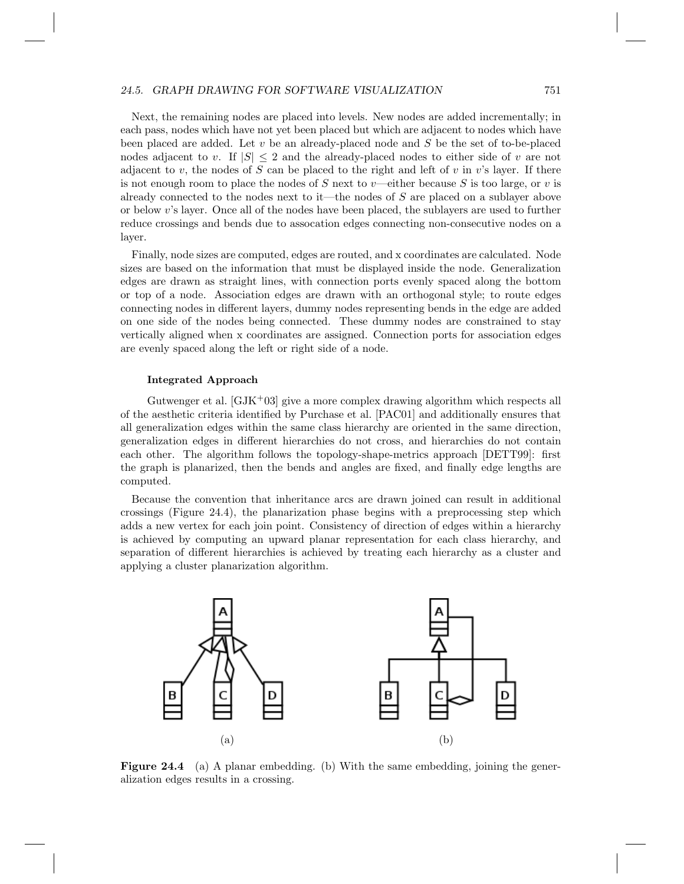Next, the remaining nodes are placed into levels. New nodes are added incrementally; in each pass, nodes which have not yet been placed but which are adjacent to nodes which have been placed are added. Let $v$ be an already-placed node and $S$ be the set of to-be-placed nodes adjacent to $v$. If $|S| \leq 2$ and the already-placed nodes to either side of $v$ are not adjacent to $v$, the nodes of $S$ can be placed to the right and left of $v$ in $v$'s layer. If there is not enough room to place the nodes of $S$ next to $v$—either because $S$ is too large, or $v$ is already connected to the nodes next to it—the nodes of $S$ are placed on a sublayer above or below $v$'s layer. Once all of the nodes have been placed, the sublayers are used to further reduce crossings and bends due to assocation edges connecting non-consecutive nodes on a layer.

Finally, node sizes are computed, edges are routed, and x coordinates are calculated. Node sizes are based on the information that must be displayed inside the node. Generalization edges are drawn as straight lines, with connection ports evenly spaced along the bottom or top of a node. Association edges are drawn with an orthogonal style; to route edges connecting nodes in different layers, dummy nodes representing bends in the edge are added on one side of the nodes being connected. These dummy nodes are constrained to stay vertically aligned when x coordinates are assigned. Connection ports for association edges are evenly spaced along the left or right side of a node.

#### Integrated Approach

Gutwenger et al. [GJK+03] give a more complex drawing algorithm which respects all of the aesthetic criteria identified by Purchase et al. [PAC01] and additionally ensures that all generalization edges within the same class hierarchy are oriented in the same direction, generalization edges in different hierarchies do not cross, and hierarchies do not contain each other. The algorithm follows the topology-shape-metrics approach [DETT99]: first the graph is planarized, then the bends and angles are fixed, and finally edge lengths are computed.

Because the convention that inheritance arcs are drawn joined can result in additional crossings (Figure 24.4), the planarization phase begins with a preprocessing step which adds a new vertex for each join point. Consistency of direction of edges within a hierarchy is achieved by computing an upward planar representation for each class hierarchy, and separation of different hierarchies is achieved by treating each hierarchy as a cluster and applying a cluster planarization algorithm.

**Figure 24.4** (a) A planar embedding. (b) With the same embedding, joining the generalization edges results in a crossing.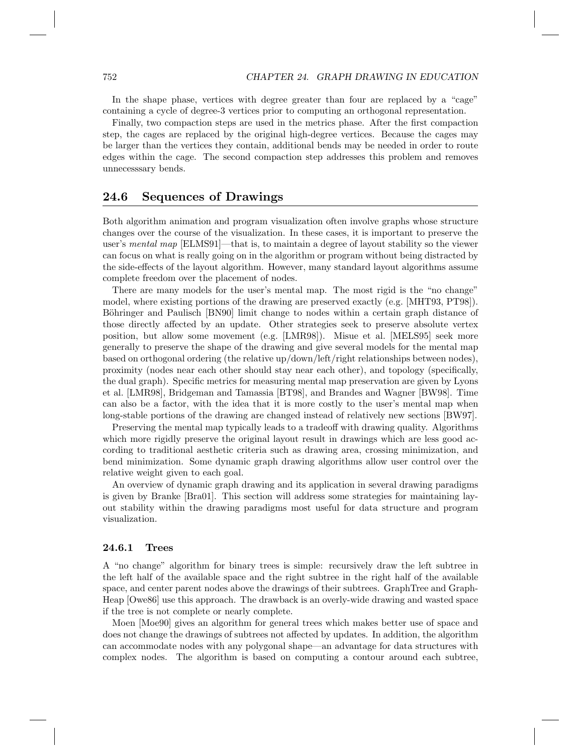In the shape phase, vertices with degree greater than four are replaced by a "cage" containing a cycle of degree-3 vertices prior to computing an orthogonal representation.

Finally, two compaction steps are used in the metrics phase. After the first compaction step, the cages are replaced by the original high-degree vertices. Because the cages may be larger than the vertices they contain, additional bends may be needed in order to route edges within the cage. The second compaction step addresses this problem and removes unnecesssary bends.

## 24.6 Sequences of Drawings

Both algorithm animation and program visualization often involve graphs whose structure changes over the course of the visualization. In these cases, it is important to preserve the user's *mental map* [ELMS91]—that is, to maintain a degree of layout stability so the viewer can focus on what is really going on in the algorithm or program without being distracted by the side-effects of the layout algorithm. However, many standard layout algorithms assume complete freedom over the placement of nodes.

There are many models for the user's mental map. The most rigid is the "no change" model, where existing portions of the drawing are preserved exactly (e.g. [MHT93, PT98]). Böhringer and Paulisch [BN90] limit change to nodes within a certain graph distance of those directly affected by an update. Other strategies seek to preserve absolute vertex position, but allow some movement (e.g. [LMR98]). Misue et al. [MELS95] seek more generally to preserve the shape of the drawing and give several models for the mental map based on orthogonal ordering (the relative up/down/left/right relationships between nodes), proximity (nodes near each other should stay near each other), and topology (specifically, the dual graph). Specific metrics for measuring mental map preservation are given by Lyons et al. [LMR98], Bridgeman and Tamassia [BT98], and Brandes and Wagner [BW98]. Time can also be a factor, with the idea that it is more costly to the user's mental map when long-stable portions of the drawing are changed instead of relatively new sections [BW97].

Preserving the mental map typically leads to a tradeoff with drawing quality. Algorithms which more rigidly preserve the original layout result in drawings which are less good according to traditional aesthetic criteria such as drawing area, crossing minimization, and bend minimization. Some dynamic graph drawing algorithms allow user control over the relative weight given to each goal.

An overview of dynamic graph drawing and its application in several drawing paradigms is given by Branke [Bra01]. This section will address some strategies for maintaining layout stability within the drawing paradigms most useful for data structure and program visualization.

### 24.6.1 Trees

A "no change" algorithm for binary trees is simple: recursively draw the left subtree in the left half of the available space and the right subtree in the right half of the available space, and center parent nodes above the drawings of their subtrees. GraphTree and GraphHeap [Owe86] use this approach. The drawback is an overly-wide drawing and wasted space if the tree is not complete or nearly complete.

Moen [Moe90] gives an algorithm for general trees which makes better use of space and does not change the drawings of subtrees not affected by updates. In addition, the algorithm can accommodate nodes with any polygonal shape—an advantage for data structures with complex nodes. The algorithm is based on computing a contour around each subtree,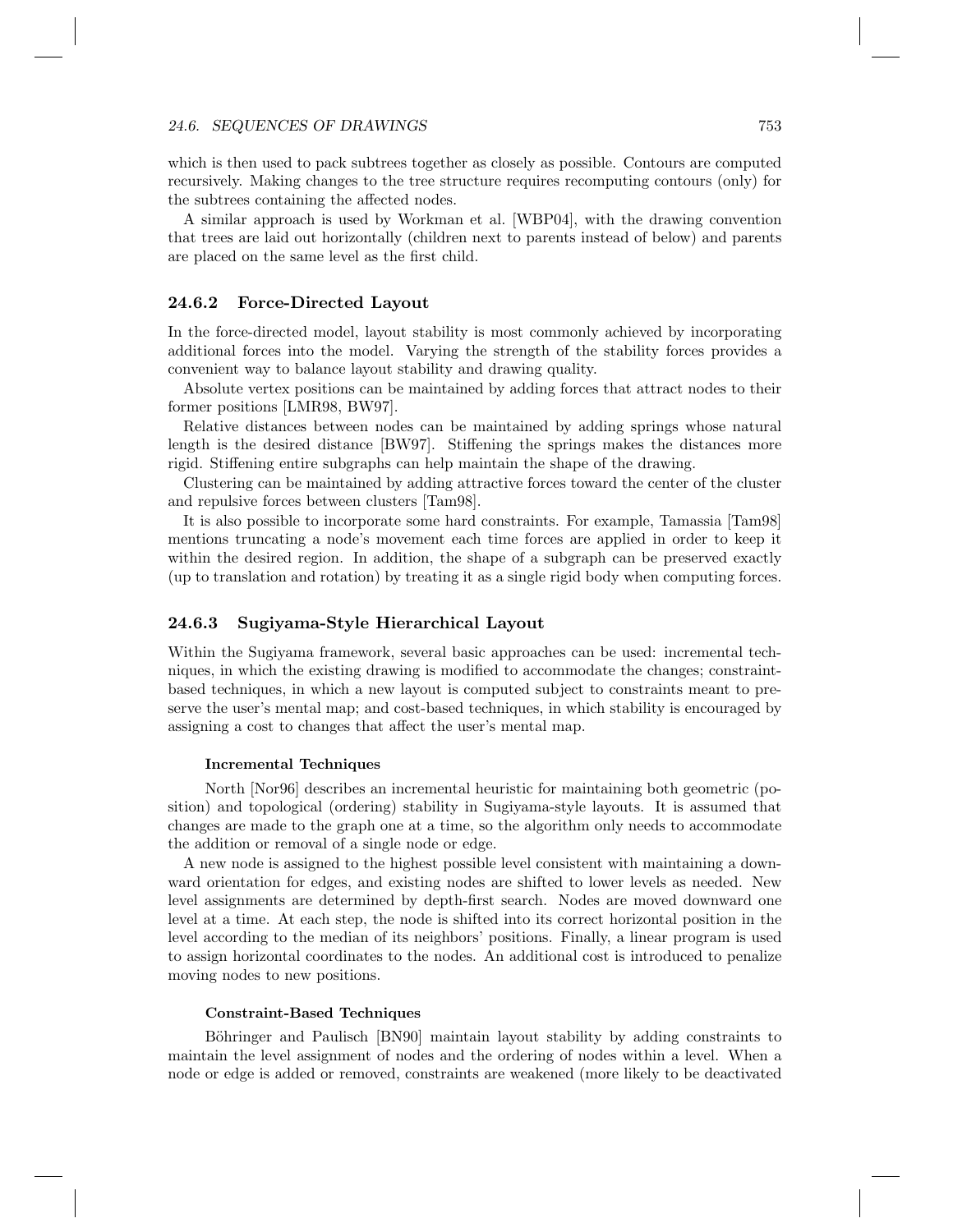which is then used to pack subtrees together as closely as possible. Contours are computed recursively. Making changes to the tree structure requires recomputing contours (only) for the subtrees containing the affected nodes.

A similar approach is used by Workman et al. [WBP04], with the drawing convention that trees are laid out horizontally (children next to parents instead of below) and parents are placed on the same level as the first child.

### 24.6.2 Force-Directed Layout

In the force-directed model, layout stability is most commonly achieved by incorporating additional forces into the model. Varying the strength of the stability forces provides a convenient way to balance layout stability and drawing quality.

Absolute vertex positions can be maintained by adding forces that attract nodes to their former positions [LMR98, BW97].

Relative distances between nodes can be maintained by adding springs whose natural length is the desired distance [BW97]. Stiffening the springs makes the distances more rigid. Stiffening entire subgraphs can help maintain the shape of the drawing.

Clustering can be maintained by adding attractive forces toward the center of the cluster and repulsive forces between clusters [Tam98].

It is also possible to incorporate some hard constraints. For example, Tamassia [Tam98] mentions truncating a node's movement each time forces are applied in order to keep it within the desired region. In addition, the shape of a subgraph can be preserved exactly (up to translation and rotation) by treating it as a single rigid body when computing forces.

### 24.6.3 Sugiyama-Style Hierarchical Layout

Within the Sugiyama framework, several basic approaches can be used: incremental techniques, in which the existing drawing is modified to accommodate the changes; constraint-based techniques, in which a new layout is computed subject to constraints meant to preserve the user's mental map; and cost-based techniques, in which stability is encouraged by assigning a cost to changes that affect the user's mental map.

#### Incremental Techniques

North [Nor96] describes an incremental heuristic for maintaining both geometric (position) and topological (ordering) stability in Sugiyama-style layouts. It is assumed that changes are made to the graph one at a time, so the algorithm only needs to accommodate the addition or removal of a single node or edge.

A new node is assigned to the highest possible level consistent with maintaining a downward orientation for edges, and existing nodes are shifted to lower levels as needed. New level assignments are determined by depth-first search. Nodes are moved downward one level at a time. At each step, the node is shifted into its correct horizontal position in the level according to the median of its neighbors' positions. Finally, a linear program is used to assign horizontal coordinates to the nodes. An additional cost is introduced to penalize moving nodes to new positions.

#### Constraint-Based Techniques

Böhringer and Paulisch [BN90] maintain layout stability by adding constraints to maintain the level assignment of nodes and the ordering of nodes within a level. When a node or edge is added or removed, constraints are weakened (more likely to be deactivated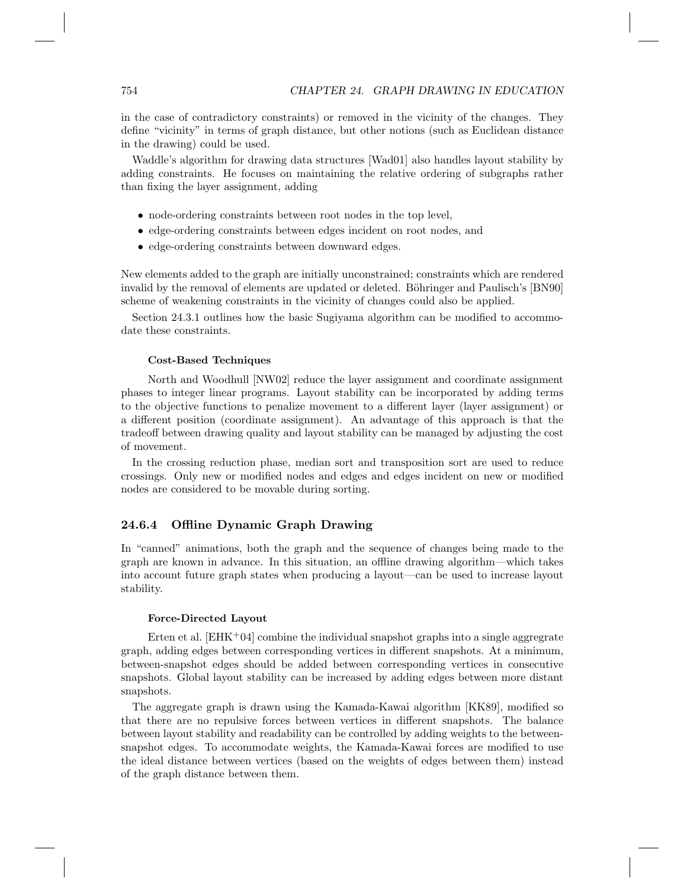in the case of contradictory constraints) or removed in the vicinity of the changes. They define "vicinity" in terms of graph distance, but other notions (such as Euclidean distance in the drawing) could be used.

Waddle's algorithm for drawing data structures [Wad01] also handles layout stability by adding constraints. He focuses on maintaining the relative ordering of subgraphs rather than fixing the layer assignment, adding

- node-ordering constraints between root nodes in the top level,
- edge-ordering constraints between edges incident on root nodes, and
- edge-ordering constraints between downward edges.

New elements added to the graph are initially unconstrained; constraints which are rendered invalid by the removal of elements are updated or deleted. Böhringer and Paulisch's [BN90] scheme of weakening constraints in the vicinity of changes could also be applied.

Section 24.3.1 outlines how the basic Sugiyama algorithm can be modified to accommodate these constraints.

#### Cost-Based Techniques

North and Woodhull [NW02] reduce the layer assignment and coordinate assignment phases to integer linear programs. Layout stability can be incorporated by adding terms to the objective functions to penalize movement to a different layer (layer assignment) or a different position (coordinate assignment). An advantage of this approach is that the tradeoff between drawing quality and layout stability can be managed by adjusting the cost of movement.

In the crossing reduction phase, median sort and transposition sort are used to reduce crossings. Only new or modified nodes and edges and edges incident on new or modified nodes are considered to be movable during sorting.

### 24.6.4 Offline Dynamic Graph Drawing

In "canned" animations, both the graph and the sequence of changes being made to the graph are known in advance. In this situation, an offline drawing algorithm—which takes into account future graph states when producing a layout—can be used to increase layout stability.

#### Force-Directed Layout

Erten et al. [EHK+04] combine the individual snapshot graphs into a single aggregrate graph, adding edges between corresponding vertices in different snapshots. At a minimum, between-snapshot edges should be added between corresponding vertices in consecutive snapshots. Global layout stability can be increased by adding edges between more distant snapshots.

The aggregate graph is drawn using the Kamada-Kawai algorithm [KK89], modified so that there are no repulsive forces between vertices in different snapshots. The balance between layout stability and readability can be controlled by adding weights to the between-snapshot edges. To accommodate weights, the Kamada-Kawai forces are modified to use the ideal distance between vertices (based on the weights of edges between them) instead of the graph distance between them.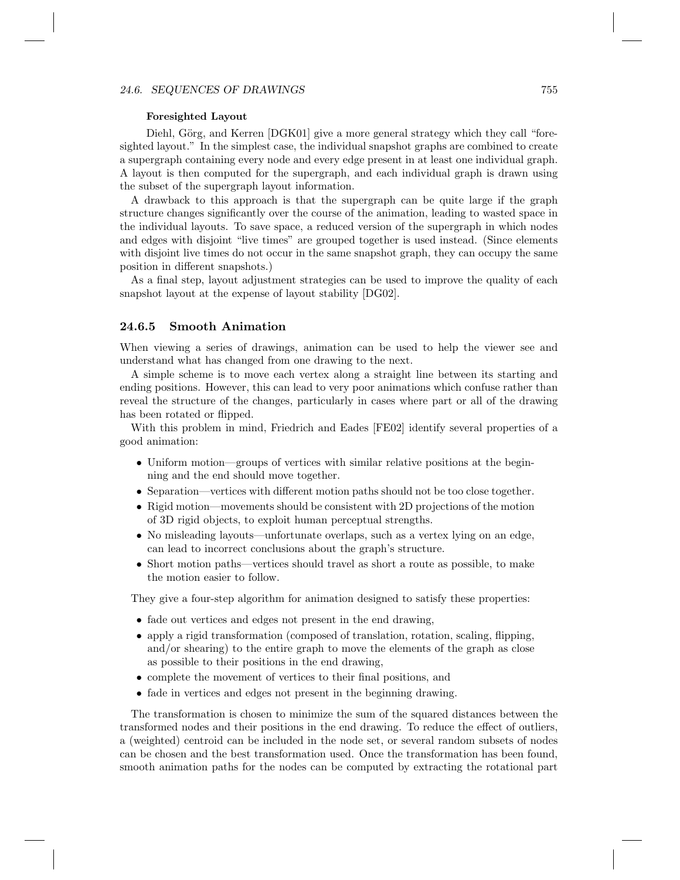**Foresighted Layout**

Diehl, Görg, and Kerren [DGK01] give a more general strategy which they call "foresighted layout." In the simplest case, the individual snapshot graphs are combined to create a supergraph containing every node and every edge present in at least one individual graph. A layout is then computed for the supergraph, and each individual graph is drawn using the subset of the supergraph layout information.

A drawback to this approach is that the supergraph can be quite large if the graph structure changes significantly over the course of the animation, leading to wasted space in the individual layouts. To save space, a reduced version of the supergraph in which nodes and edges with disjoint "live times" are grouped together is used instead. (Since elements with disjoint live times do not occur in the same snapshot graph, they can occupy the same position in different snapshots.)

As a final step, layout adjustment strategies can be used to improve the quality of each snapshot layout at the expense of layout stability [DG02].

### 24.6.5 Smooth Animation

When viewing a series of drawings, animation can be used to help the viewer see and understand what has changed from one drawing to the next.

A simple scheme is to move each vertex along a straight line between its starting and ending positions. However, this can lead to very poor animations which confuse rather than reveal the structure of the changes, particularly in cases where part or all of the drawing has been rotated or flipped.

With this problem in mind, Friedrich and Eades [FE02] identify several properties of a good animation:

- Uniform motion—groups of vertices with similar relative positions at the beginning and the end should move together.
- Separation—vertices with different motion paths should not be too close together.
- Rigid motion—movements should be consistent with 2D projections of the motion of 3D rigid objects, to exploit human perceptual strengths.
- No misleading layouts—unfortunate overlaps, such as a vertex lying on an edge, can lead to incorrect conclusions about the graph's structure.
- Short motion paths—vertices should travel as short a route as possible, to make the motion easier to follow.

They give a four-step algorithm for animation designed to satisfy these properties:

- fade out vertices and edges not present in the end drawing,
- apply a rigid transformation (composed of translation, rotation, scaling, flipping, and/or shearing) to the entire graph to move the elements of the graph as close as possible to their positions in the end drawing,
- complete the movement of vertices to their final positions, and
- fade in vertices and edges not present in the beginning drawing.

The transformation is chosen to minimize the sum of the squared distances between the transformed nodes and their positions in the end drawing. To reduce the effect of outliers, a (weighted) centroid can be included in the node set, or several random subsets of nodes can be chosen and the best transformation used. Once the transformation has been found, smooth animation paths for the nodes can be computed by extracting the rotational part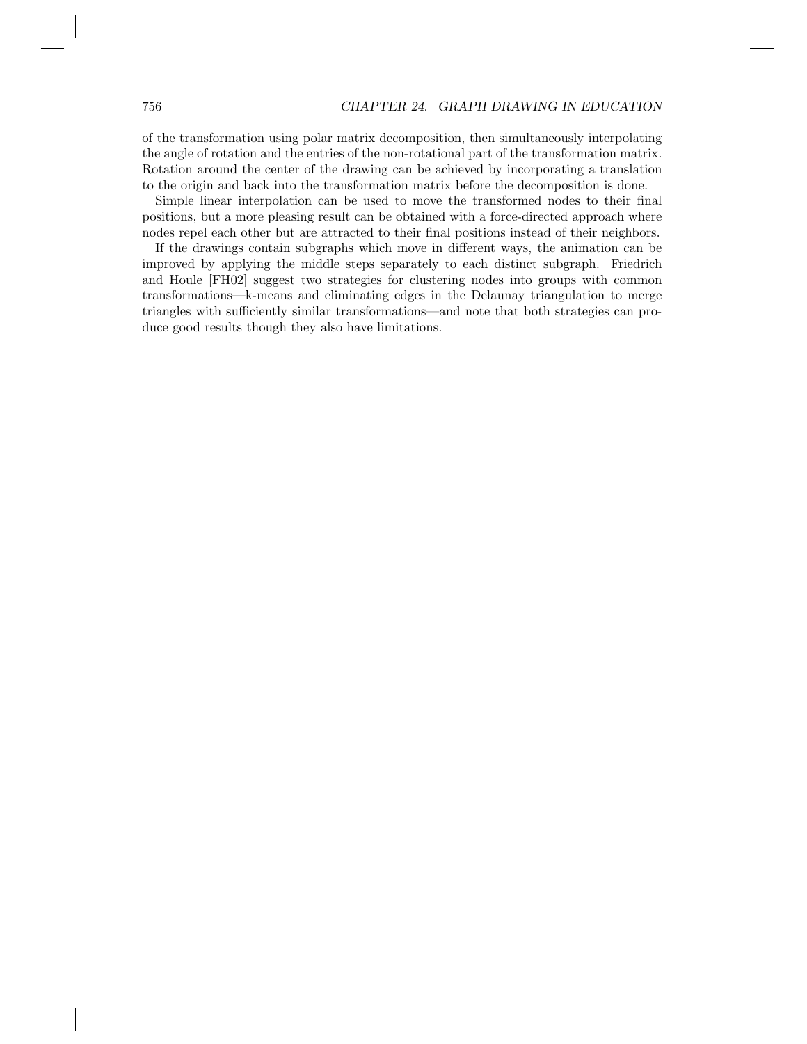of the transformation using polar matrix decomposition, then simultaneously interpolating the angle of rotation and the entries of the non-rotational part of the transformation matrix. Rotation around the center of the drawing can be achieved by incorporating a translation to the origin and back into the transformation matrix before the decomposition is done.

Simple linear interpolation can be used to move the transformed nodes to their final positions, but a more pleasing result can be obtained with a force-directed approach where nodes repel each other but are attracted to their final positions instead of their neighbors.

If the drawings contain subgraphs which move in different ways, the animation can be improved by applying the middle steps separately to each distinct subgraph. Friedrich and Houle [FH02] suggest two strategies for clustering nodes into groups with common transformations—k-means and eliminating edges in the Delaunay triangulation to merge triangles with sufficiently similar transformations—and note that both strategies can produce good results though they also have limitations.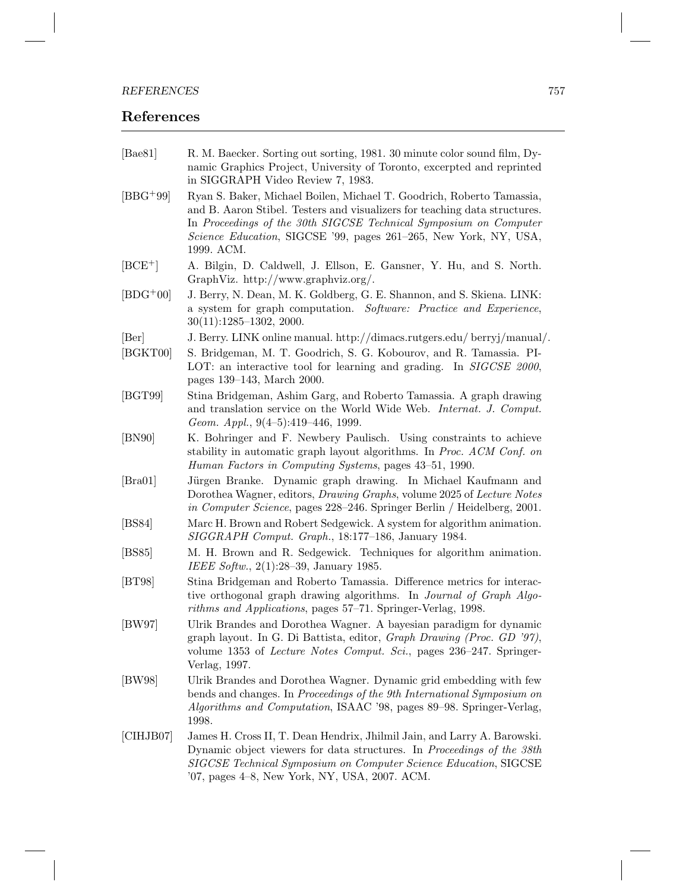## References

[Bae81] R. M. Baecker. Sorting out sorting, 1981. 30 minute color sound film, Dynamic Graphics Project, University of Toronto, excerpted and reprinted in SIGGRAPH Video Review 7, 1983.

[BBG+99] Ryan S. Baker, Michael Boilen, Michael T. Goodrich, Roberto Tamassia, and B. Aaron Stibel. Testers and visualizers for teaching data structures. In *Proceedings of the 30th SIGCSE Technical Symposium on Computer Science Education*, SIGCSE '99, pages 261–265, New York, NY, USA, 1999. ACM.

[BCE+] A. Bilgin, D. Caldwell, J. Ellson, E. Gansner, Y. Hu, and S. North. GraphViz. http://www.graphviz.org/.

[BDG+00] J. Berry, N. Dean, M. K. Goldberg, G. E. Shannon, and S. Skiena. LINK: a system for graph computation. *Software: Practice and Experience*, 30(11):1285–1302, 2000.

[Ber] J. Berry. LINK online manual. http://dimacs.rutgers.edu/ berryj/manual/.

[BGKT00] S. Bridgeman, M. T. Goodrich, S. G. Kobourov, and R. Tamassia. PILOT: an interactive tool for learning and grading. In *SIGCSE 2000*, pages 139–143, March 2000.

[BGT99] Stina Bridgeman, Ashim Garg, and Roberto Tamassia. A graph drawing and translation service on the World Wide Web. *Internat. J. Comput. Geom. Appl.*, 9(4–5):419–446, 1999.

[BN90] K. Bohringer and F. Newbery Paulisch. Using constraints to achieve stability in automatic graph layout algorithms. In *Proc. ACM Conf. on Human Factors in Computing Systems*, pages 43–51, 1990.

[Bra01] Jürgen Branke. Dynamic graph drawing. In Michael Kaufmann and Dorothea Wagner, editors, *Drawing Graphs*, volume 2025 of *Lecture Notes in Computer Science*, pages 228–246. Springer Berlin / Heidelberg, 2001.

[BS84] Marc H. Brown and Robert Sedgewick. A system for algorithm animation. *SIGGRAPH Comput. Graph.*, 18:177–186, January 1984.

[BS85] M. H. Brown and R. Sedgewick. Techniques for algorithm animation. *IEEE Softw.*, 2(1):28–39, January 1985.

[BT98] Stina Bridgeman and Roberto Tamassia. Difference metrics for interactive orthogonal graph drawing algorithms. In *Journal of Graph Algorithms and Applications*, pages 57–71. Springer-Verlag, 1998.

[BW97] Ulrik Brandes and Dorothea Wagner. A bayesian paradigm for dynamic graph layout. In G. Di Battista, editor, *Graph Drawing (Proc. GD '97)*, volume 1353 of *Lecture Notes Comput. Sci.*, pages 236–247. Springer-Verlag, 1997.

[BW98] Ulrik Brandes and Dorothea Wagner. Dynamic grid embedding with few bends and changes. In *Proceedings of the 9th International Symposium on Algorithms and Computation*, ISAAC '98, pages 89–98. Springer-Verlag, 1998.

[CIHJB07] James H. Cross II, T. Dean Hendrix, Jhilmil Jain, and Larry A. Barowski. Dynamic object viewers for data structures. In *Proceedings of the 38th SIGCSE Technical Symposium on Computer Science Education*, SIGCSE '07, pages 4–8, New York, NY, USA, 2007. ACM.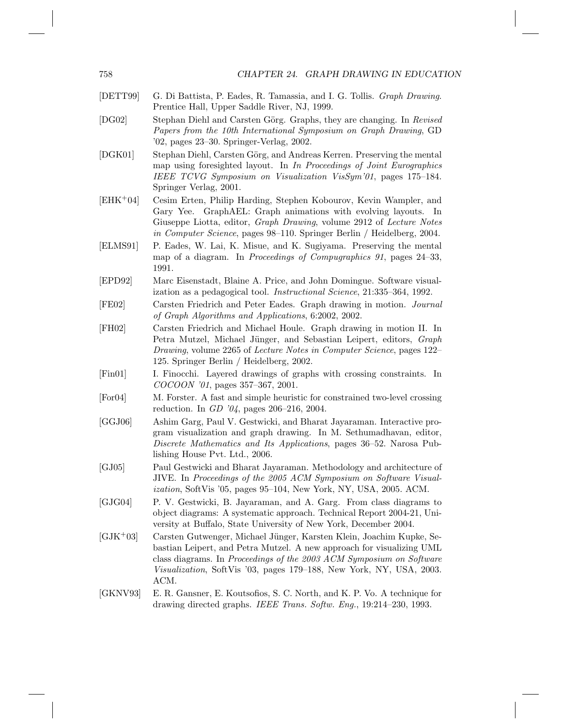[DETT99] G. Di Battista, P. Eades, R. Tamassia, and I. G. Tollis. *Graph Drawing*. Prentice Hall, Upper Saddle River, NJ, 1999.

[DG02] Stephan Diehl and Carsten Görg. Graphs, they are changing. In *Revised Papers from the 10th International Symposium on Graph Drawing*, GD '02, pages 23–30. Springer-Verlag, 2002.

[DGK01] Stephan Diehl, Carsten Görg, and Andreas Kerren. Preserving the mental map using foresighted layout. In *In Proceedings of Joint Eurographics IEEE TCVG Symposium on Visualization VisSym'01*, pages 175–184. Springer Verlag, 2001.

[EHK+04] Cesim Erten, Philip Harding, Stephen Kobourov, Kevin Wampler, and Gary Yee. GraphAEL: Graph animations with evolving layouts. In Giuseppe Liotta, editor, *Graph Drawing*, volume 2912 of *Lecture Notes in Computer Science*, pages 98–110. Springer Berlin / Heidelberg, 2004.

[ELMS91] P. Eades, W. Lai, K. Misue, and K. Sugiyama. Preserving the mental map of a diagram. In *Proceedings of Compugraphics 91*, pages 24–33, 1991.

[EPD92] Marc Eisenstadt, Blaine A. Price, and John Domingue. Software visualization as a pedagogical tool. *Instructional Science*, 21:335–364, 1992.

[FE02] Carsten Friedrich and Peter Eades. Graph drawing in motion. *Journal of Graph Algorithms and Applications*, 6:2002, 2002.

[FH02] Carsten Friedrich and Michael Houle. Graph drawing in motion II. In Petra Mutzel, Michael Jünger, and Sebastian Leipert, editors, *Graph Drawing*, volume 2265 of *Lecture Notes in Computer Science*, pages 122–125. Springer Berlin / Heidelberg, 2002.

[Fin01] I. Finocchi. Layered drawings of graphs with crossing constraints. In *COCOON '01*, pages 357–367, 2001.

[For04] M. Forster. A fast and simple heuristic for constrained two-level crossing reduction. In *GD '04*, pages 206–216, 2004.

[GGJ06] Ashim Garg, Paul V. Gestwicki, and Bharat Jayaraman. Interactive program visualization and graph drawing. In M. Sethumadhavan, editor, *Discrete Mathematics and Its Applications*, pages 36–52. Narosa Publishing House Pvt. Ltd., 2006.

[GJ05] Paul Gestwicki and Bharat Jayaraman. Methodology and architecture of JIVE. In *Proceedings of the 2005 ACM Symposium on Software Visualization*, SoftVis '05, pages 95–104, New York, NY, USA, 2005. ACM.

[GJG04] P. V. Gestwicki, B. Jayaraman, and A. Garg. From class diagrams to object diagrams: A systematic approach. Technical Report 2004-21, University at Buffalo, State University of New York, December 2004.

[GJK+03] Carsten Gutwenger, Michael Jünger, Karsten Klein, Joachim Kupke, Sebastian Leipert, and Petra Mutzel. A new approach for visualizing UML class diagrams. In *Proceedings of the 2003 ACM Symposium on Software Visualization*, SoftVis '03, pages 179–188, New York, NY, USA, 2003. ACM.

[GKNV93] E. R. Gansner, E. Koutsofios, S. C. North, and K. P. Vo. A technique for drawing directed graphs. *IEEE Trans. Softw. Eng.*, 19:214–230, 1993.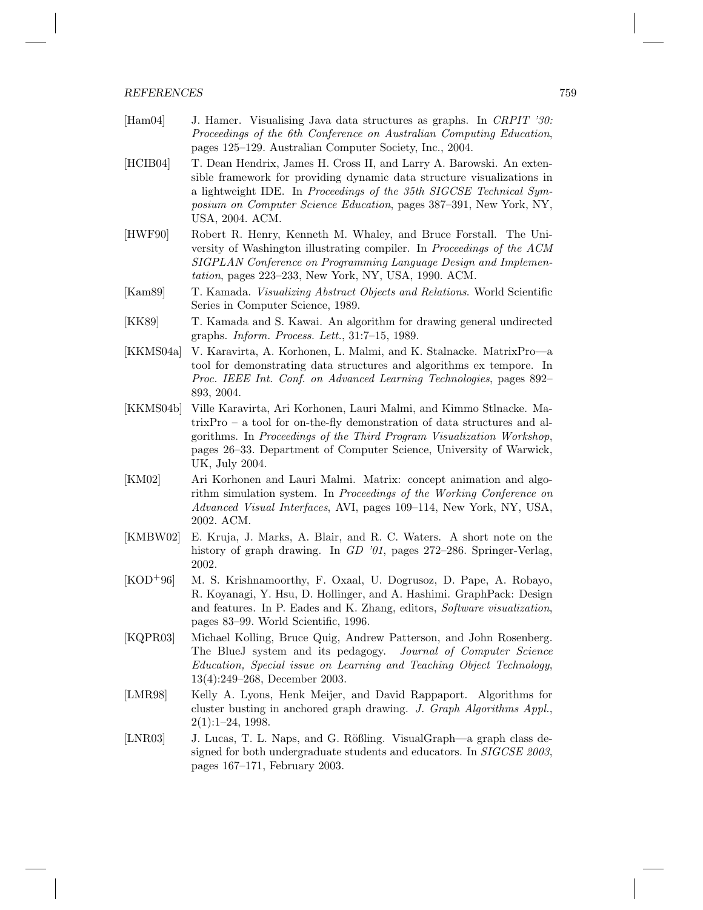[Ham04] J. Hamer. Visualising Java data structures as graphs. In *CRPIT '30: Proceedings of the 6th Conference on Australian Computing Education*, pages 125–129. Australian Computer Society, Inc., 2004.

[HCIB04] T. Dean Hendrix, James H. Cross II, and Larry A. Barowski. An extensible framework for providing dynamic data structure visualizations in a lightweight IDE. In *Proceedings of the 35th SIGCSE Technical Symposium on Computer Science Education*, pages 387–391, New York, NY, USA, 2004. ACM.

[HWF90] Robert R. Henry, Kenneth M. Whaley, and Bruce Forstall. The University of Washington illustrating compiler. In *Proceedings of the ACM SIGPLAN Conference on Programming Language Design and Implementation*, pages 223–233, New York, NY, USA, 1990. ACM.

[Kam89] T. Kamada. *Visualizing Abstract Objects and Relations*. World Scientific Series in Computer Science, 1989.

[KK89] T. Kamada and S. Kawai. An algorithm for drawing general undirected graphs. *Inform. Process. Lett.*, 31:7–15, 1989.

[KKMS04a] V. Karavirta, A. Korhonen, L. Malmi, and K. Stalnacke. MatrixPro—a tool for demonstrating data structures and algorithms ex tempore. In *Proc. IEEE Int. Conf. on Advanced Learning Technologies*, pages 892–893, 2004.

[KKMS04b] Ville Karavirta, Ari Korhonen, Lauri Malmi, and Kimmo Stlnacke. MatrixPro – a tool for on-the-fly demonstration of data structures and algorithms. In *Proceedings of the Third Program Visualization Workshop*, pages 26–33. Department of Computer Science, University of Warwick, UK, July 2004.

[KM02] Ari Korhonen and Lauri Malmi. Matrix: concept animation and algorithm simulation system. In *Proceedings of the Working Conference on Advanced Visual Interfaces*, AVI, pages 109–114, New York, NY, USA, 2002. ACM.

[KMBW02] E. Kruja, J. Marks, A. Blair, and R. C. Waters. A short note on the history of graph drawing. In *GD '01*, pages 272–286. Springer-Verlag, 2002.

[KOD+96] M. S. Krishnamoorthy, F. Oxaal, U. Dogrusoz, D. Pape, A. Robayo, R. Koyanagi, Y. Hsu, D. Hollinger, and A. Hashimi. GraphPack: Design and features. In P. Eades and K. Zhang, editors, *Software visualization*, pages 83–99. World Scientific, 1996.

[KQPR03] Michael Kolling, Bruce Quig, Andrew Patterson, and John Rosenberg. The BlueJ system and its pedagogy. *Journal of Computer Science Education, Special issue on Learning and Teaching Object Technology*, 13(4):249–268, December 2003.

[LMR98] Kelly A. Lyons, Henk Meijer, and David Rappaport. Algorithms for cluster busting in anchored graph drawing. *J. Graph Algorithms Appl.*, 2(1):1–24, 1998.

[LNR03] J. Lucas, T. L. Naps, and G. Rößling. VisualGraph—a graph class designed for both undergraduate students and educators. In *SIGCSE 2003*, pages 167–171, February 2003.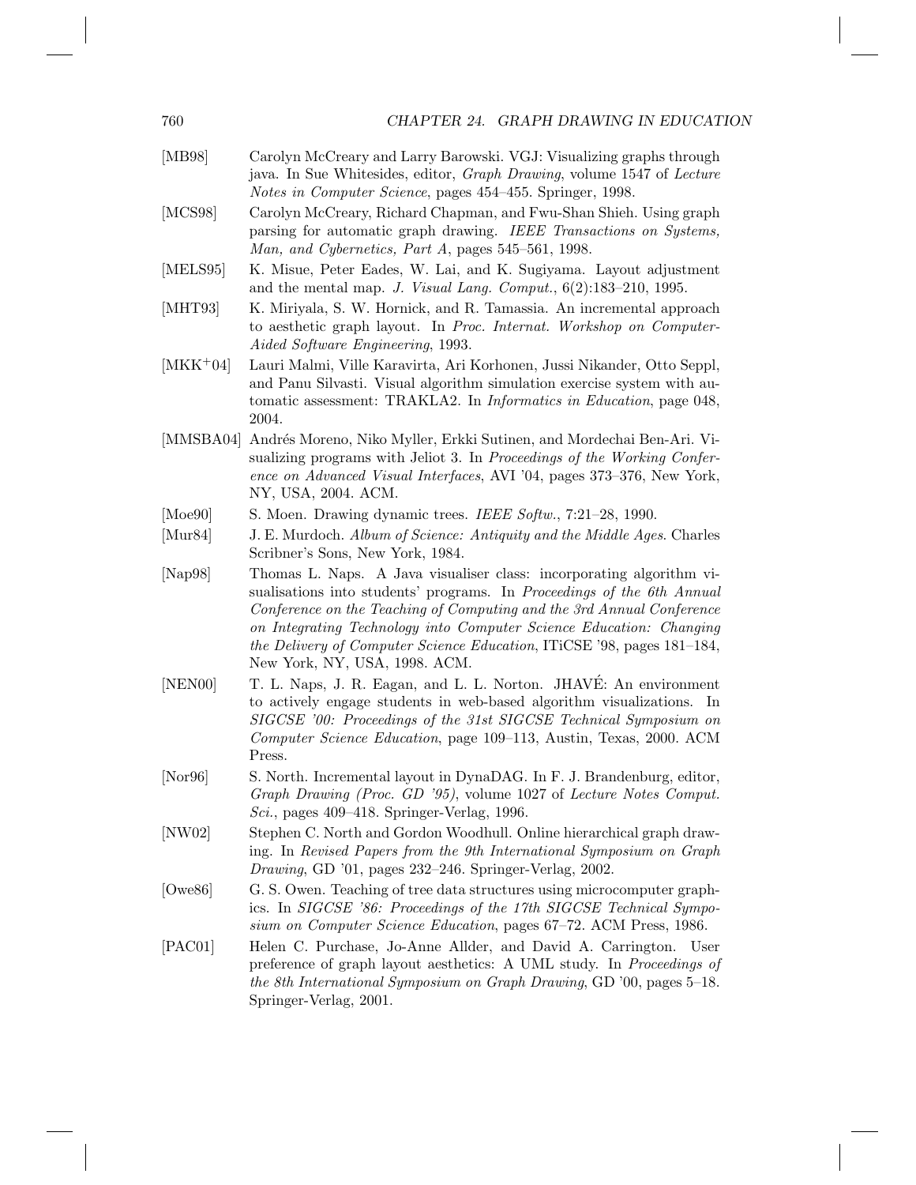[MB98] Carolyn McCreary and Larry Barowski. VGJ: Visualizing graphs through java. In Sue Whitesides, editor, *Graph Drawing*, volume 1547 of *Lecture Notes in Computer Science*, pages 454–455. Springer, 1998.

[MCS98] Carolyn McCreary, Richard Chapman, and Fwu-Shan Shieh. Using graph parsing for automatic graph drawing. *IEEE Transactions on Systems, Man, and Cybernetics, Part A*, pages 545–561, 1998.

[MELS95] K. Misue, Peter Eades, W. Lai, and K. Sugiyama. Layout adjustment and the mental map. *J. Visual Lang. Comput.*, 6(2):183–210, 1995.

[MHT93] K. Miriyala, S. W. Hornick, and R. Tamassia. An incremental approach to aesthetic graph layout. In *Proc. Internat. Workshop on Computer-Aided Software Engineering*, 1993.

[MKK+04] Lauri Malmi, Ville Karavirta, Ari Korhonen, Jussi Nikander, Otto Seppl, and Panu Silvasti. Visual algorithm simulation exercise system with automatic assessment: TRAKLA2. In *Informatics in Education*, page 048, 2004.

[MMSBA04] Andrés Moreno, Niko Myller, Erkki Sutinen, and Mordechai Ben-Ari. Visualizing programs with Jeliot 3. In *Proceedings of the Working Conference on Advanced Visual Interfaces*, AVI '04, pages 373–376, New York, NY, USA, 2004. ACM.

[Moe90] S. Moen. Drawing dynamic trees. *IEEE Softw.*, 7:21–28, 1990.

[Mur84] J. E. Murdoch. *Album of Science: Antiquity and the Middle Ages*. Charles Scribner's Sons, New York, 1984.

[Nap98] Thomas L. Naps. A Java visualiser class: incorporating algorithm visualisations into students' programs. In *Proceedings of the 6th Annual Conference on the Teaching of Computing and the 3rd Annual Conference on Integrating Technology into Computer Science Education: Changing the Delivery of Computer Science Education*, ITiCSE '98, pages 181–184, New York, NY, USA, 1998. ACM.

[NEN00] T. L. Naps, J. R. Eagan, and L. L. Norton. JHAVÉ: An environment to actively engage students in web-based algorithm visualizations. In *SIGCSE '00: Proceedings of the 31st SIGCSE Technical Symposium on Computer Science Education*, page 109–113, Austin, Texas, 2000. ACM Press.

[Nor96] S. North. Incremental layout in DynaDAG. In F. J. Brandenburg, editor, *Graph Drawing (Proc. GD '95)*, volume 1027 of *Lecture Notes Comput. Sci.*, pages 409–418. Springer-Verlag, 1996.

[NW02] Stephen C. North and Gordon Woodhull. Online hierarchical graph drawing. In *Revised Papers from the 9th International Symposium on Graph Drawing*, GD '01, pages 232–246. Springer-Verlag, 2002.

[Owe86] G. S. Owen. Teaching of tree data structures using microcomputer graphics. In *SIGCSE '86: Proceedings of the 17th SIGCSE Technical Symposium on Computer Science Education*, pages 67–72. ACM Press, 1986.

[PAC01] Helen C. Purchase, Jo-Anne Allder, and David A. Carrington. User preference of graph layout aesthetics: A UML study. In *Proceedings of the 8th International Symposium on Graph Drawing*, GD '00, pages 5–18. Springer-Verlag, 2001.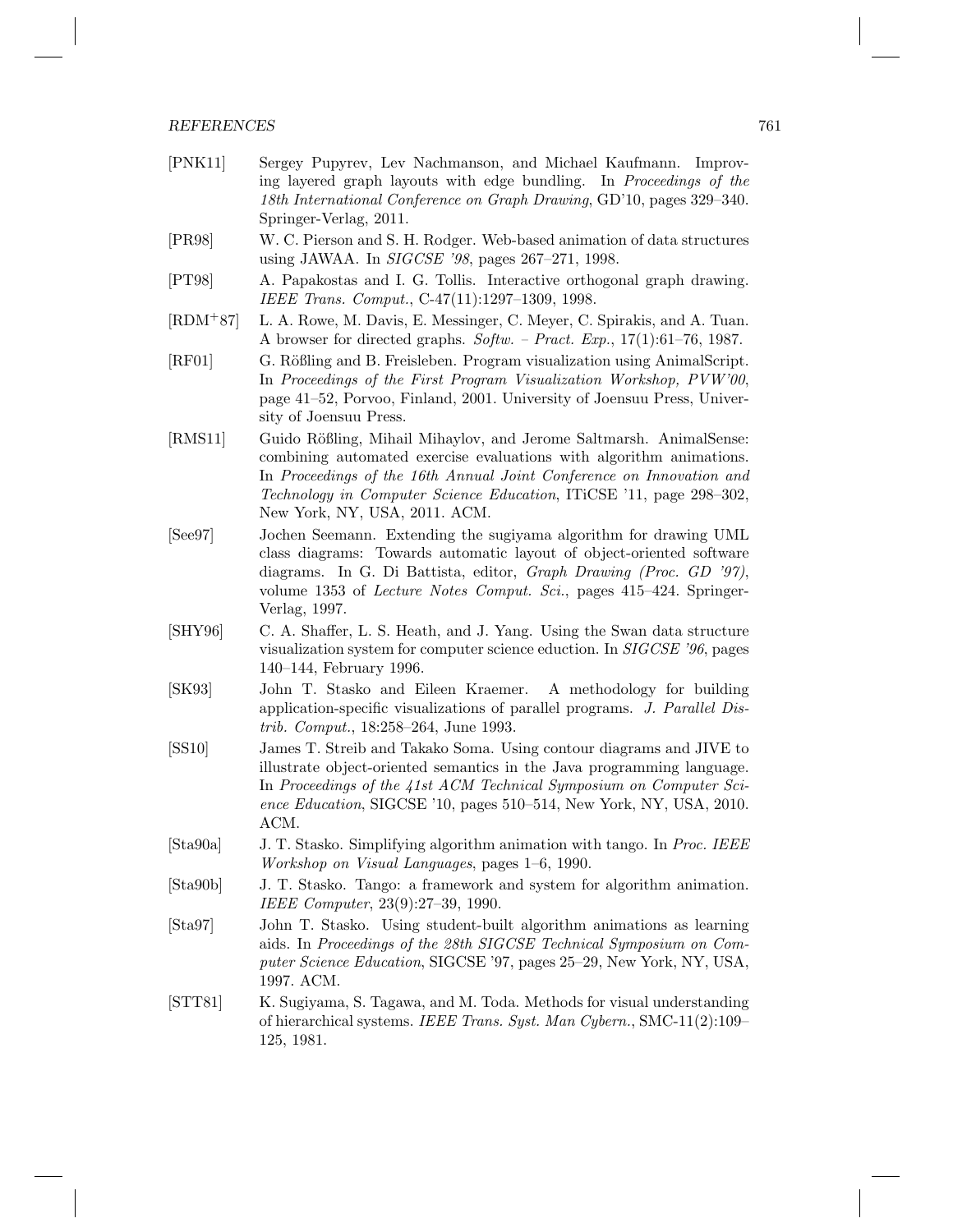[PNK11] Sergey Pupyrev, Lev Nachmanson, and Michael Kaufmann. Improving layered graph layouts with edge bundling. In *Proceedings of the 18th International Conference on Graph Drawing*, GD'10, pages 329–340. Springer-Verlag, 2011.

[PR98] W. C. Pierson and S. H. Rodger. Web-based animation of data structures using JAWAA. In *SIGCSE '98*, pages 267–271, 1998.

[PT98] A. Papakostas and I. G. Tollis. Interactive orthogonal graph drawing. *IEEE Trans. Comput.*, C-47(11):1297–1309, 1998.

[RDM+87] L. A. Rowe, M. Davis, E. Messinger, C. Meyer, C. Spirakis, and A. Tuan. A browser for directed graphs. *Softw. – Pract. Exp.*, 17(1):61–76, 1987.

[RF01] G. Rößling and B. Freisleben. Program visualization using AnimalScript. In *Proceedings of the First Program Visualization Workshop, PVW'00*, page 41–52, Porvoo, Finland, 2001. University of Joensuu Press, University of Joensuu Press.

[RMS11] Guido Rößling, Mihail Mihaylov, and Jerome Saltmarsh. AnimalSense: combining automated exercise evaluations with algorithm animations. In *Proceedings of the 16th Annual Joint Conference on Innovation and Technology in Computer Science Education*, ITiCSE '11, page 298–302, New York, NY, USA, 2011. ACM.

[See97] Jochen Seemann. Extending the sugiyama algorithm for drawing UML class diagrams: Towards automatic layout of object-oriented software diagrams. In G. Di Battista, editor, *Graph Drawing (Proc. GD '97)*, volume 1353 of *Lecture Notes Comput. Sci.*, pages 415–424. Springer-Verlag, 1997.

[SHY96] C. A. Shaffer, L. S. Heath, and J. Yang. Using the Swan data structure visualization system for computer science eduction. In *SIGCSE '96*, pages 140–144, February 1996.

[SK93] John T. Stasko and Eileen Kraemer. A methodology for building application-specific visualizations of parallel programs. *J. Parallel Distrib. Comput.*, 18:258–264, June 1993.

[SS10] James T. Streib and Takako Soma. Using contour diagrams and JIVE to illustrate object-oriented semantics in the Java programming language. In *Proceedings of the 41st ACM Technical Symposium on Computer Science Education*, SIGCSE '10, pages 510–514, New York, NY, USA, 2010. ACM.

[Sta90a] J. T. Stasko. Simplifying algorithm animation with tango. In *Proc. IEEE Workshop on Visual Languages*, pages 1–6, 1990.

[Sta90b] J. T. Stasko. Tango: a framework and system for algorithm animation. *IEEE Computer*, 23(9):27–39, 1990.

[Sta97] John T. Stasko. Using student-built algorithm animations as learning aids. In *Proceedings of the 28th SIGCSE Technical Symposium on Computer Science Education*, SIGCSE '97, pages 25–29, New York, NY, USA, 1997. ACM.

[STT81] K. Sugiyama, S. Tagawa, and M. Toda. Methods for visual understanding of hierarchical systems. *IEEE Trans. Syst. Man Cybern.*, SMC-11(2):109–125, 1981.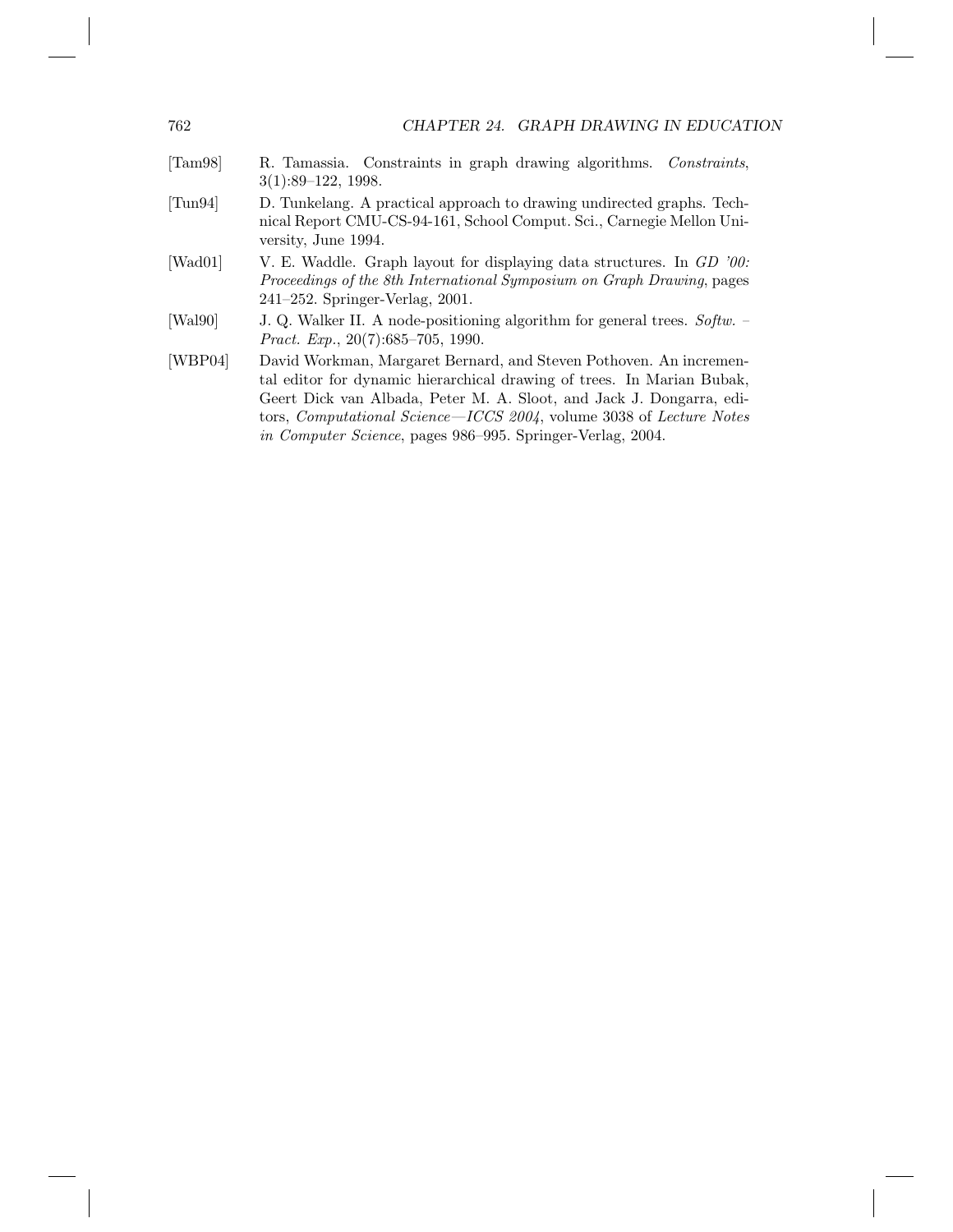[Tam98] R. Tamassia. Constraints in graph drawing algorithms. *Constraints*, 3(1):89–122, 1998.

[Tun94] D. Tunkelang. A practical approach to drawing undirected graphs. Technical Report CMU-CS-94-161, School Comput. Sci., Carnegie Mellon University, June 1994.

[Wad01] V. E. Waddle. Graph layout for displaying data structures. In *GD '00: Proceedings of the 8th International Symposium on Graph Drawing*, pages 241–252. Springer-Verlag, 2001.

[Wal90] J. Q. Walker II. A node-positioning algorithm for general trees. *Softw. – Pract. Exp.*, 20(7):685–705, 1990.

[WBP04] David Workman, Margaret Bernard, and Steven Pothoven. An incremental editor for dynamic hierarchical drawing of trees. In Marian Bubak, Geert Dick van Albada, Peter M. A. Sloot, and Jack J. Dongarra, editors, *Computational Science—ICCS 2004*, volume 3038 of *Lecture Notes in Computer Science*, pages 986–995. Springer-Verlag, 2004.